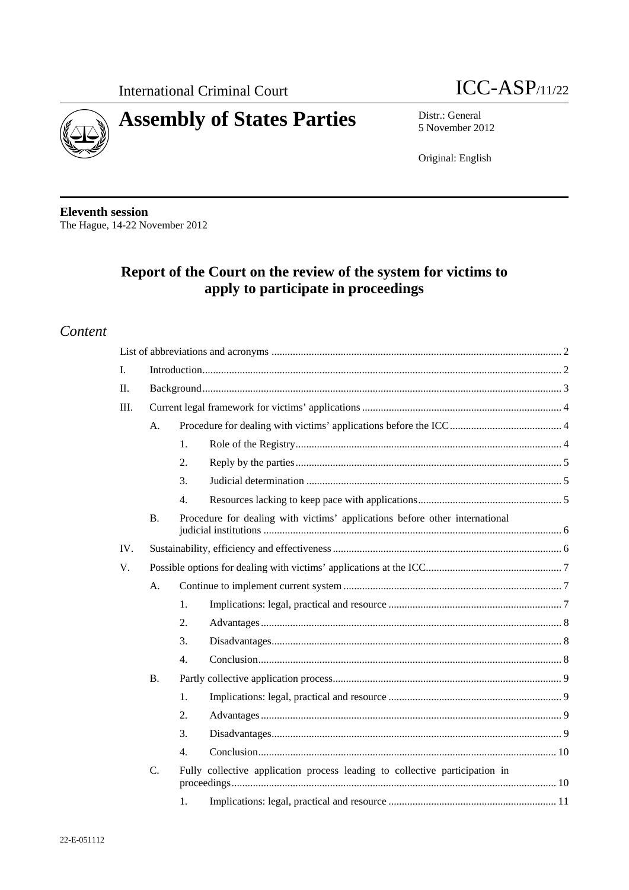International Criminal Court

ICC-ASP/11/22

# Assembly of States Parties

Distr.: General
5 November 2012

Original: English

**Eleventh session**
The Hague, 14-22 November 2012

## Report of the Court on the review of the system for victims to apply to participate in proceedings

## *Content*

| | | | | |
|---|---|---|---|---|
| List of abbreviations and acronyms | | | | 2 |
| I. | Introduction | | | 2 |
| II. | Background | | | 3 |
| III. | Current legal framework for victims' applications | | | 4 |
| | A. | Procedure for dealing with victims' applications before the ICC | | 4 |
| | | 1. | Role of the Registry | 4 |
| | | 2. | Reply by the parties | 5 |
| | | 3. | Judicial determination | 5 |
| | | 4. | Resources lacking to keep pace with applications | 5 |
| | B. | Procedure for dealing with victims' applications before other international judicial institutions | | 6 |
| IV. | Sustainability, efficiency and effectiveness | | | 6 |
| V. | Possible options for dealing with victims' applications at the ICC | | | 7 |
| | A. | Continue to implement current system | | 7 |
| | | 1. | Implications: legal, practical and resource | 7 |
| | | 2. | Advantages | 8 |
| | | 3. | Disadvantages | 8 |
| | | 4. | Conclusion | 8 |
| | B. | Partly collective application process | | 9 |
| | | 1. | Implications: legal, practical and resource | 9 |
| | | 2. | Advantages | 9 |
| | | 3. | Disadvantages | 9 |
| | | 4. | Conclusion | 10 |
| | C. | Fully collective application process leading to collective participation in proceedings | | 10 |
| | | 1. | Implications: legal, practical and resource | 11 |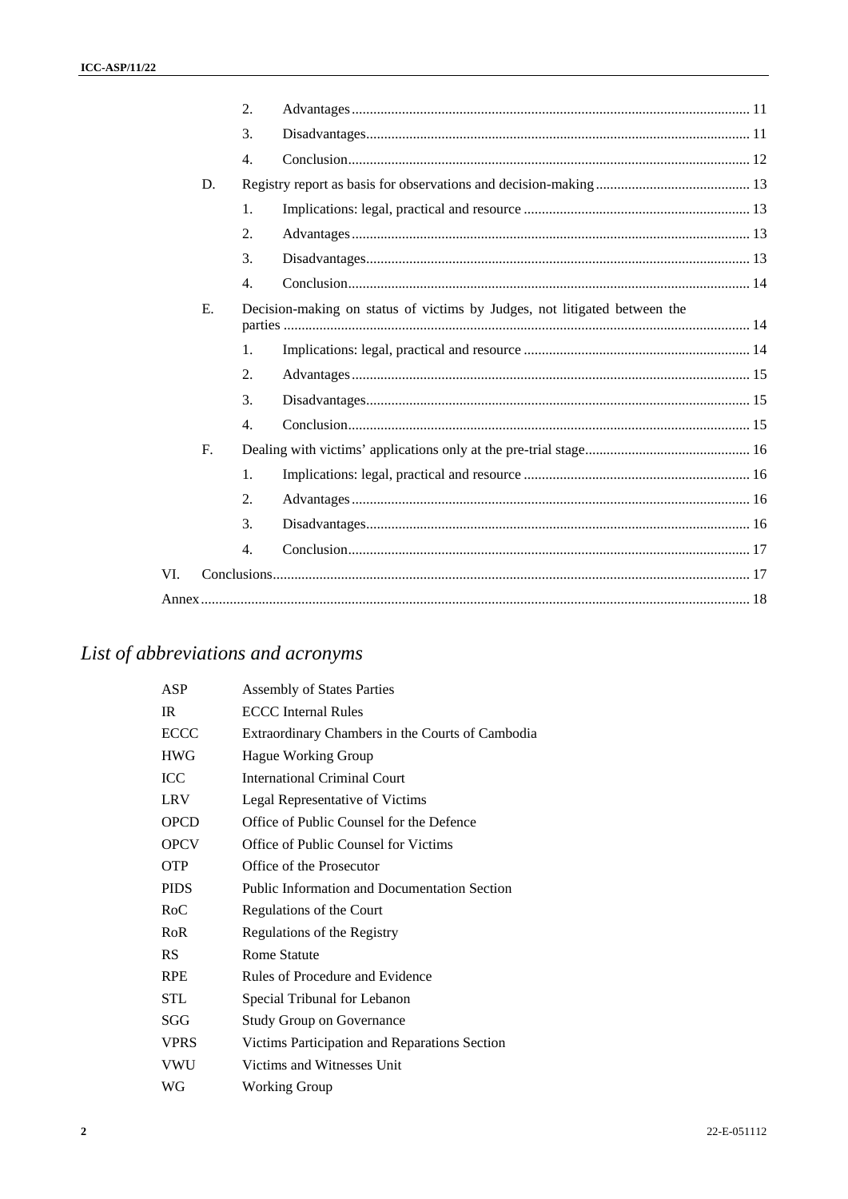|  |  |  |  |
|---|---|---|---|
|  | 2. | Advantages | 11 |
|  | 3. | Disadvantages | 11 |
|  | 4. | Conclusion | 12 |
| D. |  | Registry report as basis for observations and decision-making | 13 |
|  | 1. | Implications: legal, practical and resource | 13 |
|  | 2. | Advantages | 13 |
|  | 3. | Disadvantages | 13 |
|  | 4. | Conclusion | 14 |
| E. |  | Decision-making on status of victims by Judges, not litigated between the parties | 14 |
|  | 1. | Implications: legal, practical and resource | 14 |
|  | 2. | Advantages | 15 |
|  | 3. | Disadvantages | 15 |
|  | 4. | Conclusion | 15 |
| F. |  | Dealing with victims' applications only at the pre-trial stage | 16 |
|  | 1. | Implications: legal, practical and resource | 16 |
|  | 2. | Advantages | 16 |
|  | 3. | Disadvantages | 16 |
|  | 4. | Conclusion | 17 |
| VI. |  | Conclusions | 17 |
| Annex |  |  | 18 |

## *List of abbreviations and acronyms*

| | |
|---|---|
| ASP | Assembly of States Parties |
| IR | ECCC Internal Rules |
| ECCC | Extraordinary Chambers in the Courts of Cambodia |
| HWG | Hague Working Group |
| ICC | International Criminal Court |
| LRV | Legal Representative of Victims |
| OPCD | Office of Public Counsel for the Defence |
| OPCV | Office of Public Counsel for Victims |
| OTP | Office of the Prosecutor |
| PIDS | Public Information and Documentation Section |
| RoC | Regulations of the Court |
| RoR | Regulations of the Registry |
| RS | Rome Statute |
| RPE | Rules of Procedure and Evidence |
| STL | Special Tribunal for Lebanon |
| SGG | Study Group on Governance |
| VPRS | Victims Participation and Reparations Section |
| VWU | Victims and Witnesses Unit |
| WG | Working Group |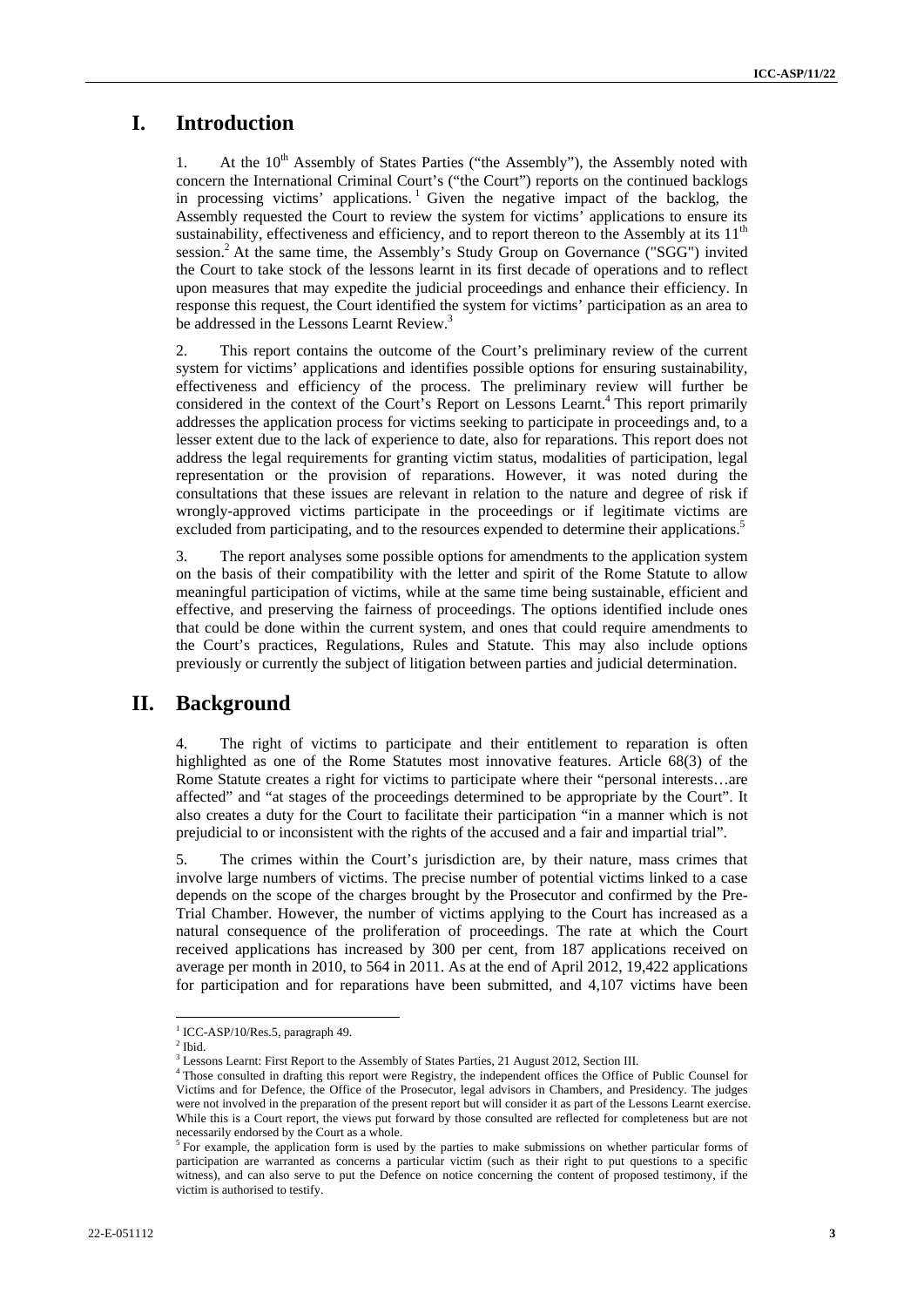# I. Introduction

1. At the 10th Assembly of States Parties ("the Assembly"), the Assembly noted with concern the International Criminal Court's ("the Court") reports on the continued backlogs in processing victims' applications.[1] Given the negative impact of the backlog, the Assembly requested the Court to review the system for victims' applications to ensure its sustainability, effectiveness and efficiency, and to report thereon to the Assembly at its 11th session.[2] At the same time, the Assembly's Study Group on Governance ("SGG") invited the Court to take stock of the lessons learnt in its first decade of operations and to reflect upon measures that may expedite the judicial proceedings and enhance their efficiency. In response this request, the Court identified the system for victims' participation as an area to be addressed in the Lessons Learnt Review.[3]

2. This report contains the outcome of the Court's preliminary review of the current system for victims' applications and identifies possible options for ensuring sustainability, effectiveness and efficiency of the process. The preliminary review will further be considered in the context of the Court's Report on Lessons Learnt.[4] This report primarily addresses the application process for victims seeking to participate in proceedings and, to a lesser extent due to the lack of experience to date, also for reparations. This report does not address the legal requirements for granting victim status, modalities of participation, legal representation or the provision of reparations. However, it was noted during the consultations that these issues are relevant in relation to the nature and degree of risk if wrongly-approved victims participate in the proceedings or if legitimate victims are excluded from participating, and to the resources expended to determine their applications.[5]

3. The report analyses some possible options for amendments to the application system on the basis of their compatibility with the letter and spirit of the Rome Statute to allow meaningful participation of victims, while at the same time being sustainable, efficient and effective, and preserving the fairness of proceedings. The options identified include ones that could be done within the current system, and ones that could require amendments to the Court's practices, Regulations, Rules and Statute. This may also include options previously or currently the subject of litigation between parties and judicial determination.

# II. Background

4. The right of victims to participate and their entitlement to reparation is often highlighted as one of the Rome Statutes most innovative features. Article 68(3) of the Rome Statute creates a right for victims to participate where their "personal interests…are affected" and "at stages of the proceedings determined to be appropriate by the Court". It also creates a duty for the Court to facilitate their participation "in a manner which is not prejudicial to or inconsistent with the rights of the accused and a fair and impartial trial".

5. The crimes within the Court's jurisdiction are, by their nature, mass crimes that involve large numbers of victims. The precise number of potential victims linked to a case depends on the scope of the charges brought by the Prosecutor and confirmed by the Pre-Trial Chamber. However, the number of victims applying to the Court has increased as a natural consequence of the proliferation of proceedings. The rate at which the Court received applications has increased by 300 per cent, from 187 applications received on average per month in 2010, to 564 in 2011. As at the end of April 2012, 19,422 applications for participation and for reparations have been submitted, and 4,107 victims have been

---

[1] ICC-ASP/10/Res.5, paragraph 49.

[2] Ibid.

[3] Lessons Learnt: First Report to the Assembly of States Parties, 21 August 2012, Section III.

[4] Those consulted in drafting this report were Registry, the independent offices the Office of Public Counsel for Victims and for Defence, the Office of the Prosecutor, legal advisors in Chambers, and Presidency. The judges were not involved in the preparation of the present report but will consider it as part of the Lessons Learnt exercise. While this is a Court report, the views put forward by those consulted are reflected for completeness but are not necessarily endorsed by the Court as a whole.

[5] For example, the application form is used by the parties to make submissions on whether particular forms of participation are warranted as concerns a particular victim (such as their right to put questions to a specific witness), and can also serve to put the Defence on notice concerning the content of proposed testimony, if the victim is authorised to testify.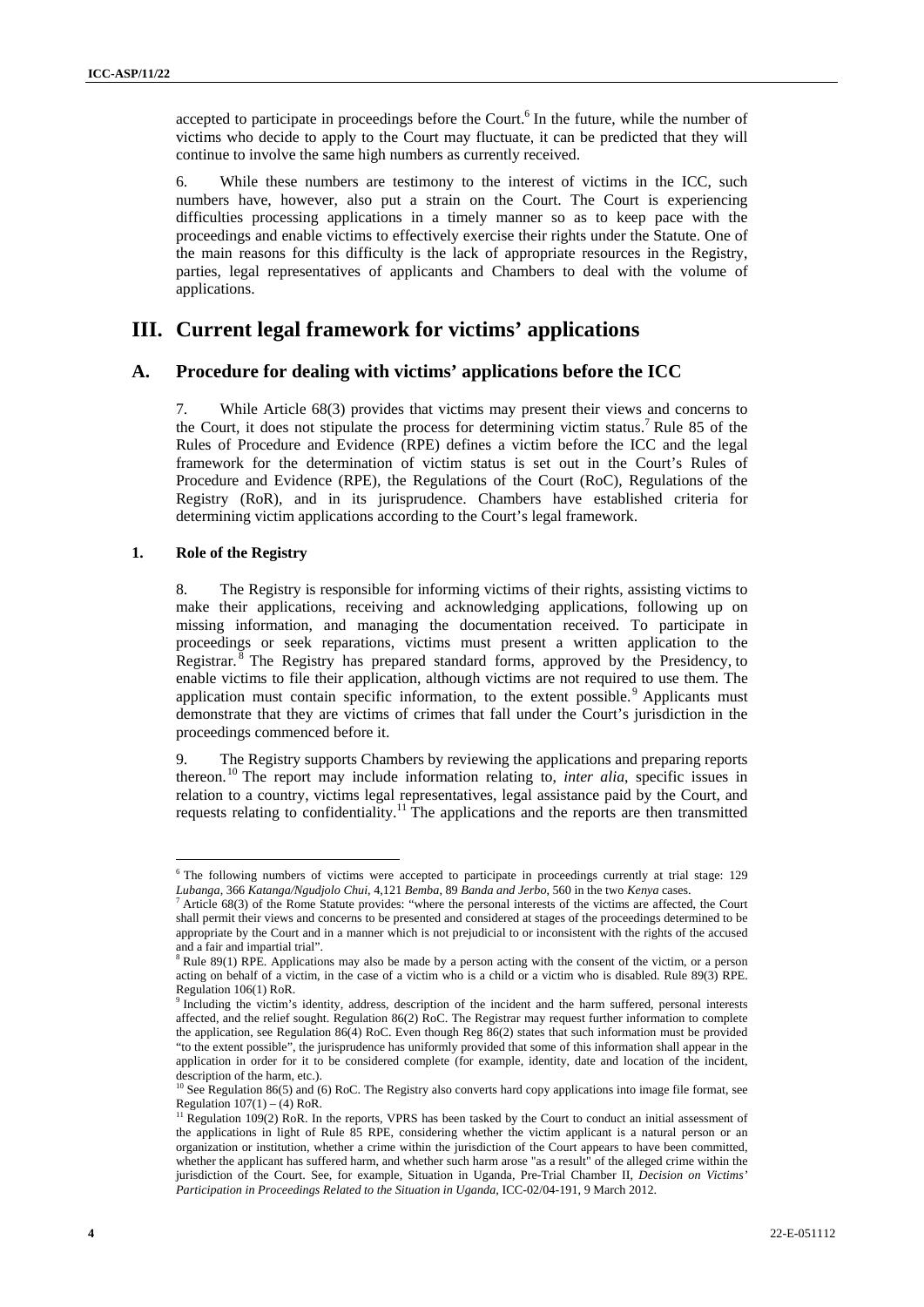accepted to participate in proceedings before the Court.[6] In the future, while the number of victims who decide to apply to the Court may fluctuate, it can be predicted that they will continue to involve the same high numbers as currently received.

6. While these numbers are testimony to the interest of victims in the ICC, such numbers have, however, also put a strain on the Court. The Court is experiencing difficulties processing applications in a timely manner so as to keep pace with the proceedings and enable victims to effectively exercise their rights under the Statute. One of the main reasons for this difficulty is the lack of appropriate resources in the Registry, parties, legal representatives of applicants and Chambers to deal with the volume of applications.

# III. Current legal framework for victims' applications

## A. Procedure for dealing with victims' applications before the ICC

7. While Article 68(3) provides that victims may present their views and concerns to the Court, it does not stipulate the process for determining victim status.[7] Rule 85 of the Rules of Procedure and Evidence (RPE) defines a victim before the ICC and the legal framework for the determination of victim status is set out in the Court's Rules of Procedure and Evidence (RPE), the Regulations of the Court (RoC), Regulations of the Registry (RoR), and in its jurisprudence. Chambers have established criteria for determining victim applications according to the Court's legal framework.

### 1. Role of the Registry

8. The Registry is responsible for informing victims of their rights, assisting victims to make their applications, receiving and acknowledging applications, following up on missing information, and managing the documentation received. To participate in proceedings or seek reparations, victims must present a written application to the Registrar.[8] The Registry has prepared standard forms, approved by the Presidency, to enable victims to file their application, although victims are not required to use them. The application must contain specific information, to the extent possible.[9] Applicants must demonstrate that they are victims of crimes that fall under the Court's jurisdiction in the proceedings commenced before it.

9. The Registry supports Chambers by reviewing the applications and preparing reports thereon.[10] The report may include information relating to, *inter alia*, specific issues in relation to a country, victims legal representatives, legal assistance paid by the Court, and requests relating to confidentiality.[11] The applications and the reports are then transmitted

---

[6] The following numbers of victims were accepted to participate in proceedings currently at trial stage: 129 *Lubanga*, 366 *Katanga/Ngudjolo Chui*, 4,121 *Bemba*, 89 *Banda and Jerbo*, 560 in the two *Kenya* cases.

[7] Article 68(3) of the Rome Statute provides: "where the personal interests of the victims are affected, the Court shall permit their views and concerns to be presented and considered at stages of the proceedings determined to be appropriate by the Court and in a manner which is not prejudicial to or inconsistent with the rights of the accused and a fair and impartial trial".

[8] Rule 89(1) RPE. Applications may also be made by a person acting with the consent of the victim, or a person acting on behalf of a victim, in the case of a victim who is a child or a victim who is disabled. Rule 89(3) RPE. Regulation 106(1) RoR.

[9] Including the victim's identity, address, description of the incident and the harm suffered, personal interests affected, and the relief sought. Regulation 86(2) RoC. The Registrar may request further information to complete the application, see Regulation 86(4) RoC. Even though Reg 86(2) states that such information must be provided "to the extent possible", the jurisprudence has uniformly provided that some of this information shall appear in the application in order for it to be considered complete (for example, identity, date and location of the incident, description of the harm, etc.).

[10] See Regulation 86(5) and (6) RoC. The Registry also converts hard copy applications into image file format, see Regulation 107(1) – (4) RoR.

[11] Regulation 109(2) RoR. In the reports, VPRS has been tasked by the Court to conduct an initial assessment of the applications in light of Rule 85 RPE, considering whether the victim applicant is a natural person or an organization or institution, whether a crime within the jurisdiction of the Court appears to have been committed, whether the applicant has suffered harm, and whether such harm arose "as a result" of the alleged crime within the jurisdiction of the Court. See, for example, Situation in Uganda, Pre-Trial Chamber II, *Decision on Victims' Participation in Proceedings Related to the Situation in Uganda*, ICC-02/04-191, 9 March 2012.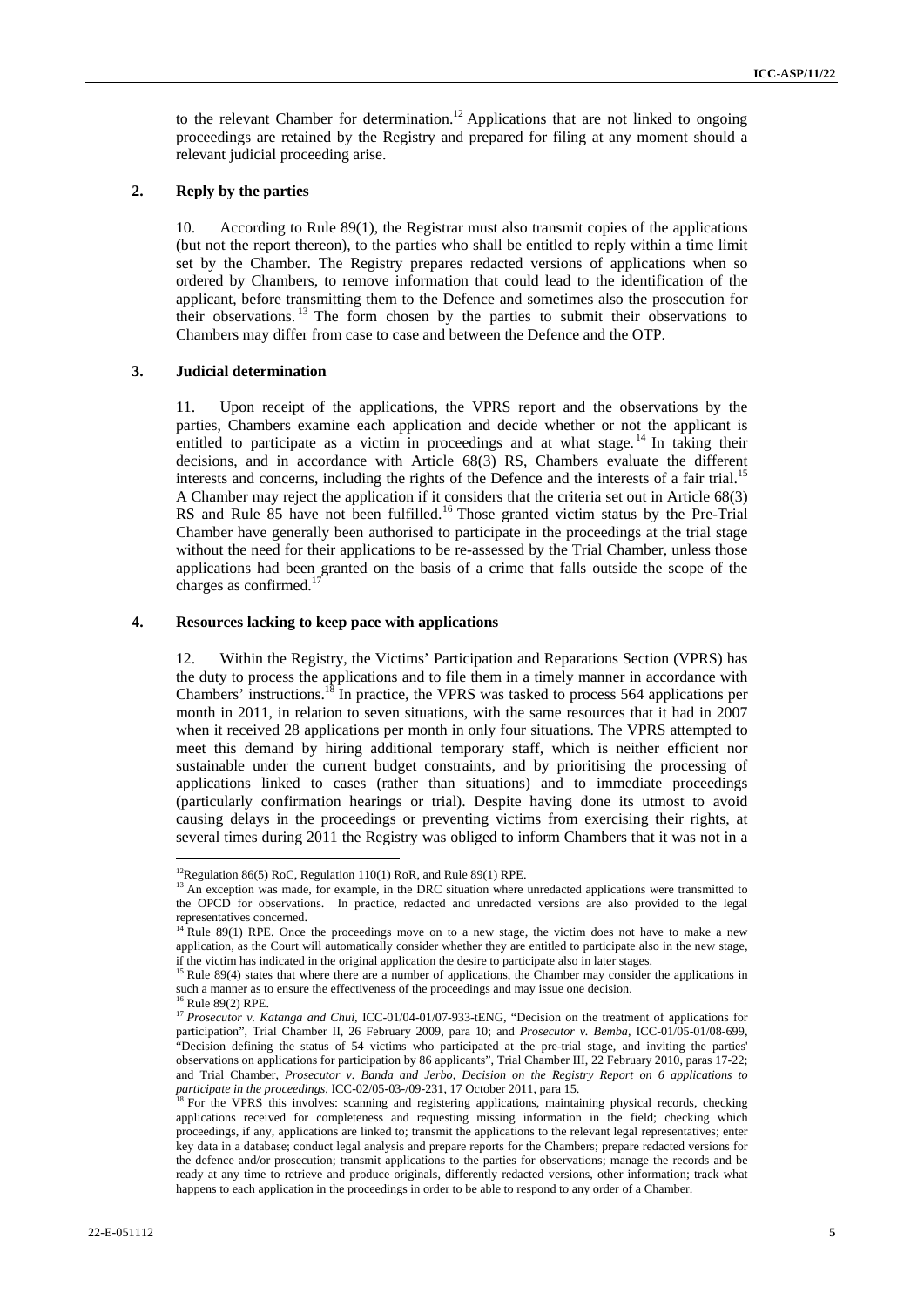to the relevant Chamber for determination.[12] Applications that are not linked to ongoing proceedings are retained by the Registry and prepared for filing at any moment should a relevant judicial proceeding arise.

### 2. Reply by the parties

10. According to Rule 89(1), the Registrar must also transmit copies of the applications (but not the report thereon), to the parties who shall be entitled to reply within a time limit set by the Chamber. The Registry prepares redacted versions of applications when so ordered by Chambers, to remove information that could lead to the identification of the applicant, before transmitting them to the Defence and sometimes also the prosecution for their observations.[13] The form chosen by the parties to submit their observations to Chambers may differ from case to case and between the Defence and the OTP.

### 3. Judicial determination

11. Upon receipt of the applications, the VPRS report and the observations by the parties, Chambers examine each application and decide whether or not the applicant is entitled to participate as a victim in proceedings and at what stage.[14] In taking their decisions, and in accordance with Article 68(3) RS, Chambers evaluate the different interests and concerns, including the rights of the Defence and the interests of a fair trial.[15] A Chamber may reject the application if it considers that the criteria set out in Article 68(3) RS and Rule 85 have not been fulfilled.[16] Those granted victim status by the Pre-Trial Chamber have generally been authorised to participate in the proceedings at the trial stage without the need for their applications to be re-assessed by the Trial Chamber, unless those applications had been granted on the basis of a crime that falls outside the scope of the charges as confirmed.[17]

### 4. Resources lacking to keep pace with applications

12. Within the Registry, the Victims' Participation and Reparations Section (VPRS) has the duty to process the applications and to file them in a timely manner in accordance with Chambers' instructions.[18] In practice, the VPRS was tasked to process 564 applications per month in 2011, in relation to seven situations, with the same resources that it had in 2007 when it received 28 applications per month in only four situations. The VPRS attempted to meet this demand by hiring additional temporary staff, which is neither efficient nor sustainable under the current budget constraints, and by prioritising the processing of applications linked to cases (rather than situations) and to immediate proceedings (particularly confirmation hearings or trial). Despite having done its utmost to avoid causing delays in the proceedings or preventing victims from exercising their rights, at several times during 2011 the Registry was obliged to inform Chambers that it was not in a

---

[12] Regulation 86(5) RoC, Regulation 110(1) RoR, and Rule 89(1) RPE.

[13] An exception was made, for example, in the DRC situation where unredacted applications were transmitted to the OPCD for observations. In practice, redacted and unredacted versions are also provided to the legal representatives concerned.

[14] Rule 89(1) RPE. Once the proceedings move on to a new stage, the victim does not have to make a new application, as the Court will automatically consider whether they are entitled to participate also in the new stage, if the victim has indicated in the original application the desire to participate also in later stages.

[15] Rule 89(4) states that where there are a number of applications, the Chamber may consider the applications in such a manner as to ensure the effectiveness of the proceedings and may issue one decision.

[16] Rule 89(2) RPE.

[17] *Prosecutor v. Katanga and Chui*, ICC-01/04-01/07-933-tENG, "Decision on the treatment of applications for participation", Trial Chamber II, 26 February 2009, para 10; and *Prosecutor v. Bemba*, ICC-01/05-01/08-699, "Decision defining the status of 54 victims who participated at the pre-trial stage, and inviting the parties' observations on applications for participation by 86 applicants", Trial Chamber III, 22 February 2010, paras 17-22; and Trial Chamber, *Prosecutor v. Banda and Jerbo, Decision on the Registry Report on 6 applications to participate in the proceedings*, ICC-02/05-03-/09-231, 17 October 2011, para 15.

[18] For the VPRS this involves: scanning and registering applications, maintaining physical records, checking applications received for completeness and requesting missing information in the field; checking which proceedings, if any, applications are linked to; transmit the applications to the relevant legal representatives; enter key data in a database; conduct legal analysis and prepare reports for the Chambers; prepare redacted versions for the defence and/or prosecution; transmit applications to the parties for observations; manage the records and be ready at any time to retrieve and produce originals, differently redacted versions, other information; track what happens to each application in the proceedings in order to be able to respond to any order of a Chamber.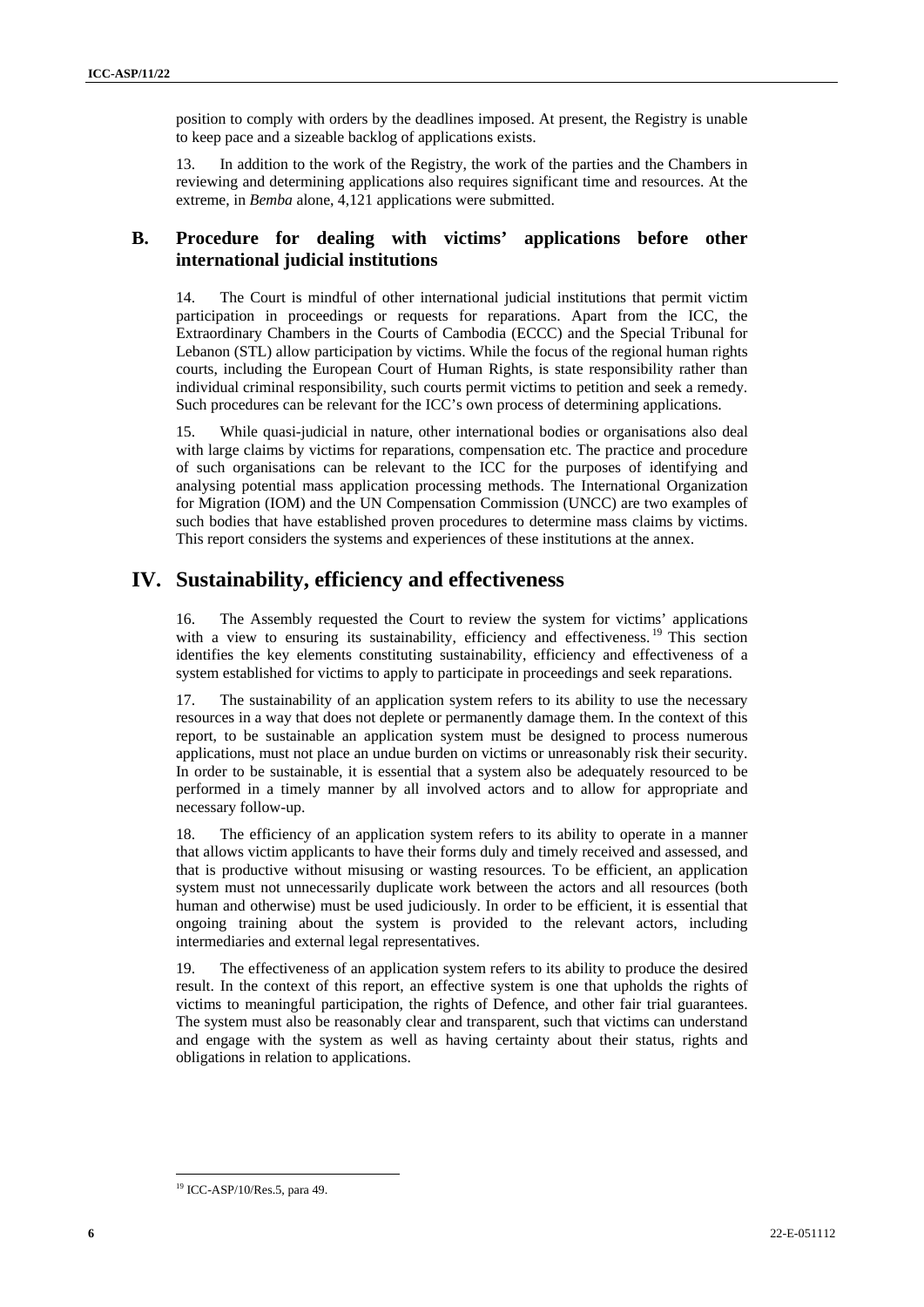position to comply with orders by the deadlines imposed. At present, the Registry is unable to keep pace and a sizeable backlog of applications exists.

13. In addition to the work of the Registry, the work of the parties and the Chambers in reviewing and determining applications also requires significant time and resources. At the extreme, in *Bemba* alone, 4,121 applications were submitted.

### B. Procedure for dealing with victims' applications before other international judicial institutions

14. The Court is mindful of other international judicial institutions that permit victim participation in proceedings or requests for reparations. Apart from the ICC, the Extraordinary Chambers in the Courts of Cambodia (ECCC) and the Special Tribunal for Lebanon (STL) allow participation by victims. While the focus of the regional human rights courts, including the European Court of Human Rights, is state responsibility rather than individual criminal responsibility, such courts permit victims to petition and seek a remedy. Such procedures can be relevant for the ICC's own process of determining applications.

15. While quasi-judicial in nature, other international bodies or organisations also deal with large claims by victims for reparations, compensation etc. The practice and procedure of such organisations can be relevant to the ICC for the purposes of identifying and analysing potential mass application processing methods. The International Organization for Migration (IOM) and the UN Compensation Commission (UNCC) are two examples of such bodies that have established proven procedures to determine mass claims by victims. This report considers the systems and experiences of these institutions at the annex.

## IV. Sustainability, efficiency and effectiveness

16. The Assembly requested the Court to review the system for victims' applications with a view to ensuring its sustainability, efficiency and effectiveness.[19] This section identifies the key elements constituting sustainability, efficiency and effectiveness of a system established for victims to apply to participate in proceedings and seek reparations.

17. The sustainability of an application system refers to its ability to use the necessary resources in a way that does not deplete or permanently damage them. In the context of this report, to be sustainable an application system must be designed to process numerous applications, must not place an undue burden on victims or unreasonably risk their security. In order to be sustainable, it is essential that a system also be adequately resourced to be performed in a timely manner by all involved actors and to allow for appropriate and necessary follow-up.

18. The efficiency of an application system refers to its ability to operate in a manner that allows victim applicants to have their forms duly and timely received and assessed, and that is productive without misusing or wasting resources. To be efficient, an application system must not unnecessarily duplicate work between the actors and all resources (both human and otherwise) must be used judiciously. In order to be efficient, it is essential that ongoing training about the system is provided to the relevant actors, including intermediaries and external legal representatives.

19. The effectiveness of an application system refers to its ability to produce the desired result. In the context of this report, an effective system is one that upholds the rights of victims to meaningful participation, the rights of Defence, and other fair trial guarantees. The system must also be reasonably clear and transparent, such that victims can understand and engage with the system as well as having certainty about their status, rights and obligations in relation to applications.

---

[19] ICC-ASP/10/Res.5, para 49.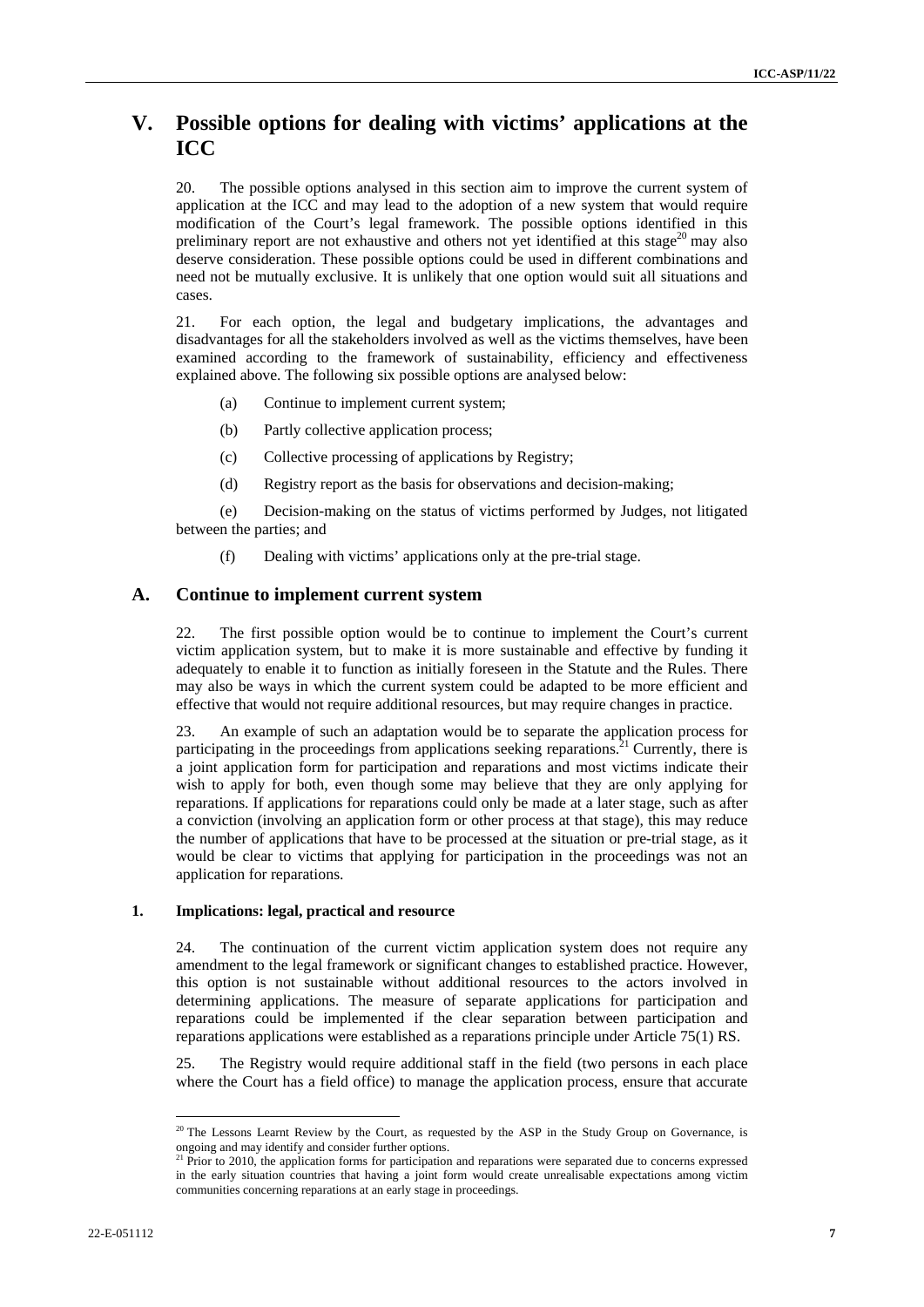# V. Possible options for dealing with victims' applications at the ICC

20. The possible options analysed in this section aim to improve the current system of application at the ICC and may lead to the adoption of a new system that would require modification of the Court's legal framework. The possible options identified in this preliminary report are not exhaustive and others not yet identified at this stage[20] may also deserve consideration. These possible options could be used in different combinations and need not be mutually exclusive. It is unlikely that one option would suit all situations and cases.

21. For each option, the legal and budgetary implications, the advantages and disadvantages for all the stakeholders involved as well as the victims themselves, have been examined according to the framework of sustainability, efficiency and effectiveness explained above. The following six possible options are analysed below:

(a) Continue to implement current system;

(b) Partly collective application process;

(c) Collective processing of applications by Registry;

(d) Registry report as the basis for observations and decision-making;

(e) Decision-making on the status of victims performed by Judges, not litigated between the parties; and

(f) Dealing with victims' applications only at the pre-trial stage.

## A. Continue to implement current system

22. The first possible option would be to continue to implement the Court's current victim application system, but to make it is more sustainable and effective by funding it adequately to enable it to function as initially foreseen in the Statute and the Rules. There may also be ways in which the current system could be adapted to be more efficient and effective that would not require additional resources, but may require changes in practice.

23. An example of such an adaptation would be to separate the application process for participating in the proceedings from applications seeking reparations.[21] Currently, there is a joint application form for participation and reparations and most victims indicate their wish to apply for both, even though some may believe that they are only applying for reparations. If applications for reparations could only be made at a later stage, such as after a conviction (involving an application form or other process at that stage), this may reduce the number of applications that have to be processed at the situation or pre-trial stage, as it would be clear to victims that applying for participation in the proceedings was not an application for reparations.

### 1. Implications: legal, practical and resource

24. The continuation of the current victim application system does not require any amendment to the legal framework or significant changes to established practice. However, this option is not sustainable without additional resources to the actors involved in determining applications. The measure of separate applications for participation and reparations could be implemented if the clear separation between participation and reparations applications were established as a reparations principle under Article 75(1) RS.

25. The Registry would require additional staff in the field (two persons in each place where the Court has a field office) to manage the application process, ensure that accurate

---

[20] The Lessons Learnt Review by the Court, as requested by the ASP in the Study Group on Governance, is ongoing and may identify and consider further options.

[21] Prior to 2010, the application forms for participation and reparations were separated due to concerns expressed in the early situation countries that having a joint form would create unrealisable expectations among victim communities concerning reparations at an early stage in proceedings.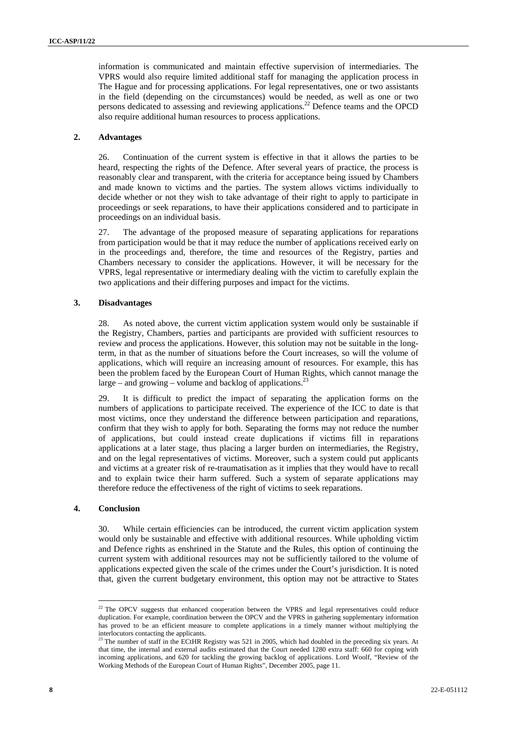information is communicated and maintain effective supervision of intermediaries. The VPRS would also require limited additional staff for managing the application process in The Hague and for processing applications. For legal representatives, one or two assistants in the field (depending on the circumstances) would be needed, as well as one or two persons dedicated to assessing and reviewing applications.[22] Defence teams and the OPCD also require additional human resources to process applications.

### 2. Advantages

26. Continuation of the current system is effective in that it allows the parties to be heard, respecting the rights of the Defence. After several years of practice, the process is reasonably clear and transparent, with the criteria for acceptance being issued by Chambers and made known to victims and the parties. The system allows victims individually to decide whether or not they wish to take advantage of their right to apply to participate in proceedings or seek reparations, to have their applications considered and to participate in proceedings on an individual basis.

27. The advantage of the proposed measure of separating applications for reparations from participation would be that it may reduce the number of applications received early on in the proceedings and, therefore, the time and resources of the Registry, parties and Chambers necessary to consider the applications. However, it will be necessary for the VPRS, legal representative or intermediary dealing with the victim to carefully explain the two applications and their differing purposes and impact for the victims.

### 3. Disadvantages

28. As noted above, the current victim application system would only be sustainable if the Registry, Chambers, parties and participants are provided with sufficient resources to review and process the applications. However, this solution may not be suitable in the long-term, in that as the number of situations before the Court increases, so will the volume of applications, which will require an increasing amount of resources. For example, this has been the problem faced by the European Court of Human Rights, which cannot manage the large – and growing – volume and backlog of applications.[23]

29. It is difficult to predict the impact of separating the application forms on the numbers of applications to participate received. The experience of the ICC to date is that most victims, once they understand the difference between participation and reparations, confirm that they wish to apply for both. Separating the forms may not reduce the number of applications, but could instead create duplications if victims fill in reparations applications at a later stage, thus placing a larger burden on intermediaries, the Registry, and on the legal representatives of victims. Moreover, such a system could put applicants and victims at a greater risk of re-traumatisation as it implies that they would have to recall and to explain twice their harm suffered. Such a system of separate applications may therefore reduce the effectiveness of the right of victims to seek reparations.

### 4. Conclusion

30. While certain efficiencies can be introduced, the current victim application system would only be sustainable and effective with additional resources. While upholding victim and Defence rights as enshrined in the Statute and the Rules, this option of continuing the current system with additional resources may not be sufficiently tailored to the volume of applications expected given the scale of the crimes under the Court's jurisdiction. It is noted that, given the current budgetary environment, this option may not be attractive to States

---

[22] The OPCV suggests that enhanced cooperation between the VPRS and legal representatives could reduce duplication. For example, coordination between the OPCV and the VPRS in gathering supplementary information has proved to be an efficient measure to complete applications in a timely manner without multiplying the interlocutors contacting the applicants.

[23] The number of staff in the ECtHR Registry was 521 in 2005, which had doubled in the preceding six years. At that time, the internal and external audits estimated that the Court needed 1280 extra staff: 660 for coping with incoming applications, and 620 for tackling the growing backlog of applications. Lord Woolf, "Review of the Working Methods of the European Court of Human Rights", December 2005, page 11.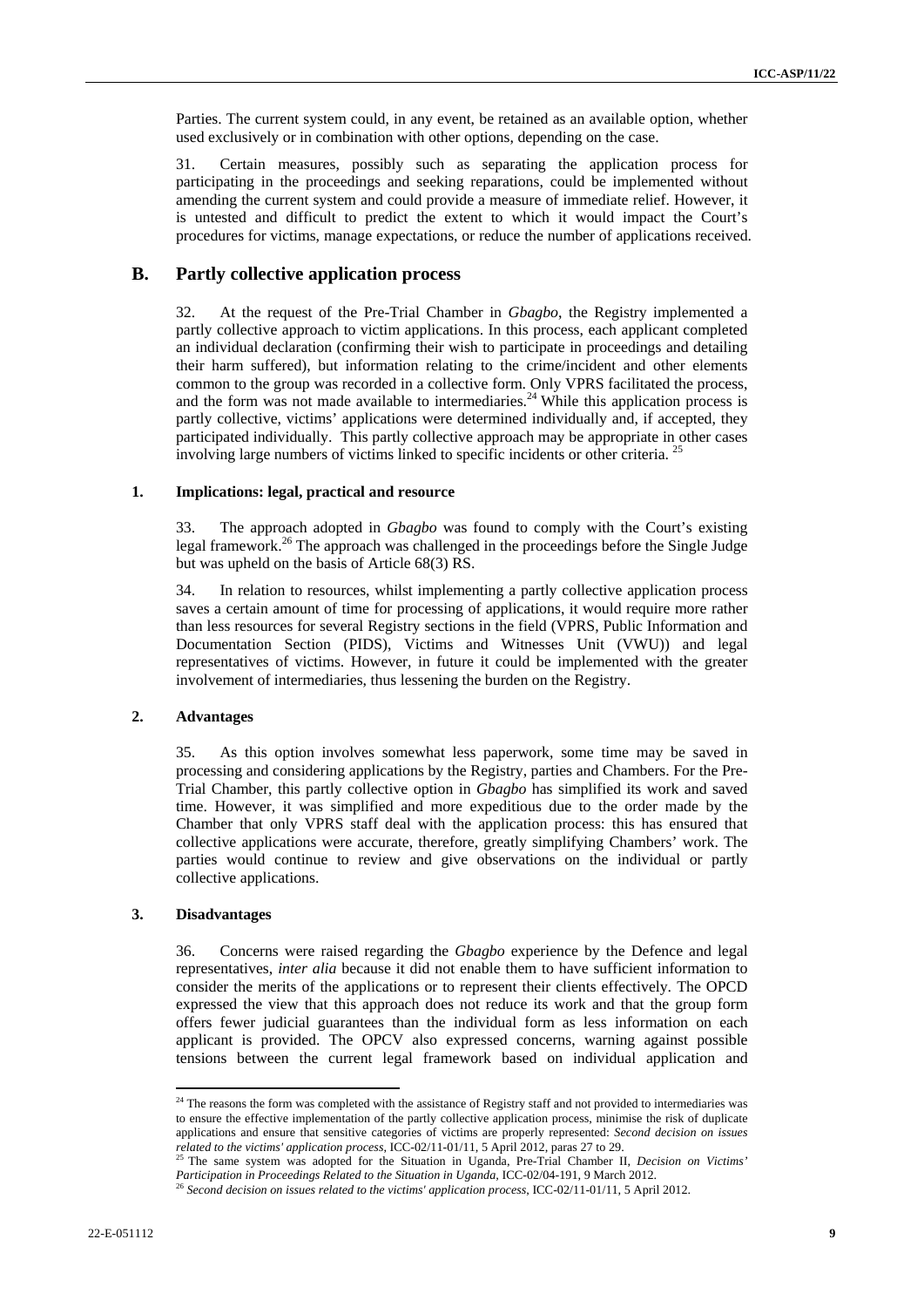Parties. The current system could, in any event, be retained as an available option, whether used exclusively or in combination with other options, depending on the case.

31. Certain measures, possibly such as separating the application process for participating in the proceedings and seeking reparations, could be implemented without amending the current system and could provide a measure of immediate relief. However, it is untested and difficult to predict the extent to which it would impact the Court's procedures for victims, manage expectations, or reduce the number of applications received.

## B. Partly collective application process

32. At the request of the Pre-Trial Chamber in *Gbagbo*, the Registry implemented a partly collective approach to victim applications. In this process, each applicant completed an individual declaration (confirming their wish to participate in proceedings and detailing their harm suffered), but information relating to the crime/incident and other elements common to the group was recorded in a collective form. Only VPRS facilitated the process, and the form was not made available to intermediaries.[24] While this application process is partly collective, victims' applications were determined individually and, if accepted, they participated individually. This partly collective approach may be appropriate in other cases involving large numbers of victims linked to specific incidents or other criteria.[25]

### 1. Implications: legal, practical and resource

33. The approach adopted in *Gbagbo* was found to comply with the Court's existing legal framework.[26] The approach was challenged in the proceedings before the Single Judge but was upheld on the basis of Article 68(3) RS.

34. In relation to resources, whilst implementing a partly collective application process saves a certain amount of time for processing of applications, it would require more rather than less resources for several Registry sections in the field (VPRS, Public Information and Documentation Section (PIDS), Victims and Witnesses Unit (VWU)) and legal representatives of victims. However, in future it could be implemented with the greater involvement of intermediaries, thus lessening the burden on the Registry.

### 2. Advantages

35. As this option involves somewhat less paperwork, some time may be saved in processing and considering applications by the Registry, parties and Chambers. For the Pre-Trial Chamber, this partly collective option in *Gbagbo* has simplified its work and saved time. However, it was simplified and more expeditious due to the order made by the Chamber that only VPRS staff deal with the application process: this has ensured that collective applications were accurate, therefore, greatly simplifying Chambers' work. The parties would continue to review and give observations on the individual or partly collective applications.

### 3. Disadvantages

36. Concerns were raised regarding the *Gbagbo* experience by the Defence and legal representatives, *inter alia* because it did not enable them to have sufficient information to consider the merits of the applications or to represent their clients effectively. The OPCD expressed the view that this approach does not reduce its work and that the group form offers fewer judicial guarantees than the individual form as less information on each applicant is provided. The OPCV also expressed concerns, warning against possible tensions between the current legal framework based on individual application and

---

[24] The reasons the form was completed with the assistance of Registry staff and not provided to intermediaries was to ensure the effective implementation of the partly collective application process, minimise the risk of duplicate applications and ensure that sensitive categories of victims are properly represented: *Second decision on issues related to the victims' application process*, ICC-02/11-01/11, 5 April 2012, paras 27 to 29.

[25] The same system was adopted for the Situation in Uganda, Pre-Trial Chamber II, *Decision on Victims' Participation in Proceedings Related to the Situation in Uganda*, ICC-02/04-191, 9 March 2012.

[26] *Second decision on issues related to the victims' application process*, ICC-02/11-01/11, 5 April 2012.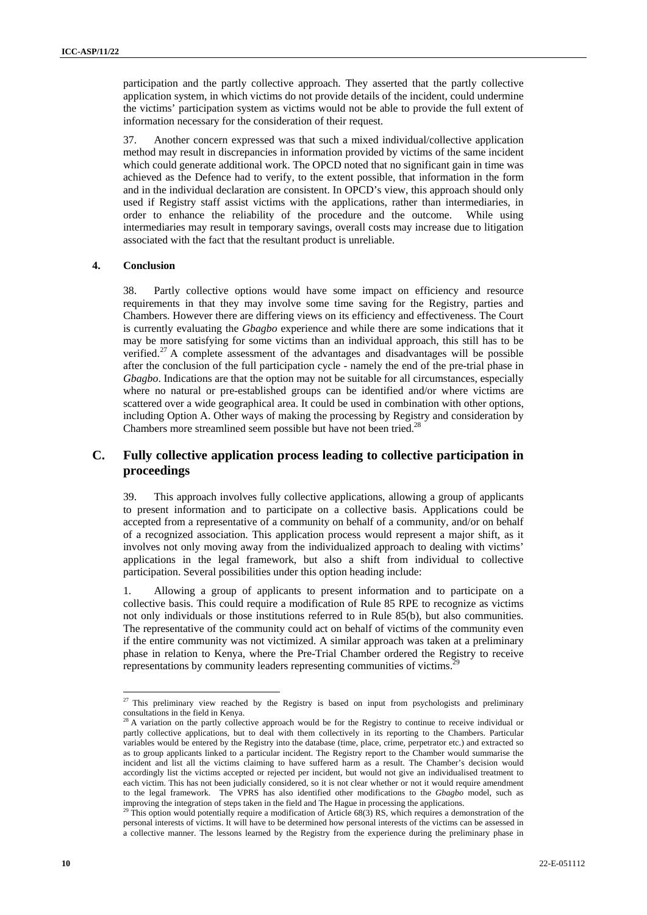participation and the partly collective approach. They asserted that the partly collective application system, in which victims do not provide details of the incident, could undermine the victims' participation system as victims would not be able to provide the full extent of information necessary for the consideration of their request.

37. Another concern expressed was that such a mixed individual/collective application method may result in discrepancies in information provided by victims of the same incident which could generate additional work. The OPCD noted that no significant gain in time was achieved as the Defence had to verify, to the extent possible, that information in the form and in the individual declaration are consistent. In OPCD's view, this approach should only used if Registry staff assist victims with the applications, rather than intermediaries, in order to enhance the reliability of the procedure and the outcome. While using intermediaries may result in temporary savings, overall costs may increase due to litigation associated with the fact that the resultant product is unreliable.

#### 4. Conclusion

38. Partly collective options would have some impact on efficiency and resource requirements in that they may involve some time saving for the Registry, parties and Chambers. However there are differing views on its efficiency and effectiveness. The Court is currently evaluating the *Gbagbo* experience and while there are some indications that it may be more satisfying for some victims than an individual approach, this still has to be verified.[27] A complete assessment of the advantages and disadvantages will be possible after the conclusion of the full participation cycle - namely the end of the pre-trial phase in *Gbagbo*. Indications are that the option may not be suitable for all circumstances, especially where no natural or pre-established groups can be identified and/or where victims are scattered over a wide geographical area. It could be used in combination with other options, including Option A. Other ways of making the processing by Registry and consideration by Chambers more streamlined seem possible but have not been tried.[28]

### C. Fully collective application process leading to collective participation in proceedings

39. This approach involves fully collective applications, allowing a group of applicants to present information and to participate on a collective basis. Applications could be accepted from a representative of a community on behalf of a community, and/or on behalf of a recognized association. This application process would represent a major shift, as it involves not only moving away from the individualized approach to dealing with victims' applications in the legal framework, but also a shift from individual to collective participation. Several possibilities under this option heading include:

1. Allowing a group of applicants to present information and to participate on a collective basis. This could require a modification of Rule 85 RPE to recognize as victims not only individuals or those institutions referred to in Rule 85(b), but also communities. The representative of the community could act on behalf of victims of the community even if the entire community was not victimized. A similar approach was taken at a preliminary phase in relation to Kenya, where the Pre-Trial Chamber ordered the Registry to receive representations by community leaders representing communities of victims.[29]

---

[27] This preliminary view reached by the Registry is based on input from psychologists and preliminary consultations in the field in Kenya.

[28] A variation on the partly collective approach would be for the Registry to continue to receive individual or partly collective applications, but to deal with them collectively in its reporting to the Chambers. Particular variables would be entered by the Registry into the database (time, place, crime, perpetrator etc.) and extracted so as to group applicants linked to a particular incident. The Registry report to the Chamber would summarise the incident and list all the victims claiming to have suffered harm as a result. The Chamber's decision would accordingly list the victims accepted or rejected per incident, but would not give an individualised treatment to each victim. This has not been judicially considered, so it is not clear whether or not it would require amendment to the legal framework. The VPRS has also identified other modifications to the *Gbagbo* model, such as improving the integration of steps taken in the field and The Hague in processing the applications.

[29] This option would potentially require a modification of Article 68(3) RS, which requires a demonstration of the personal interests of victims. It will have to be determined how personal interests of the victims can be assessed in a collective manner. The lessons learned by the Registry from the experience during the preliminary phase in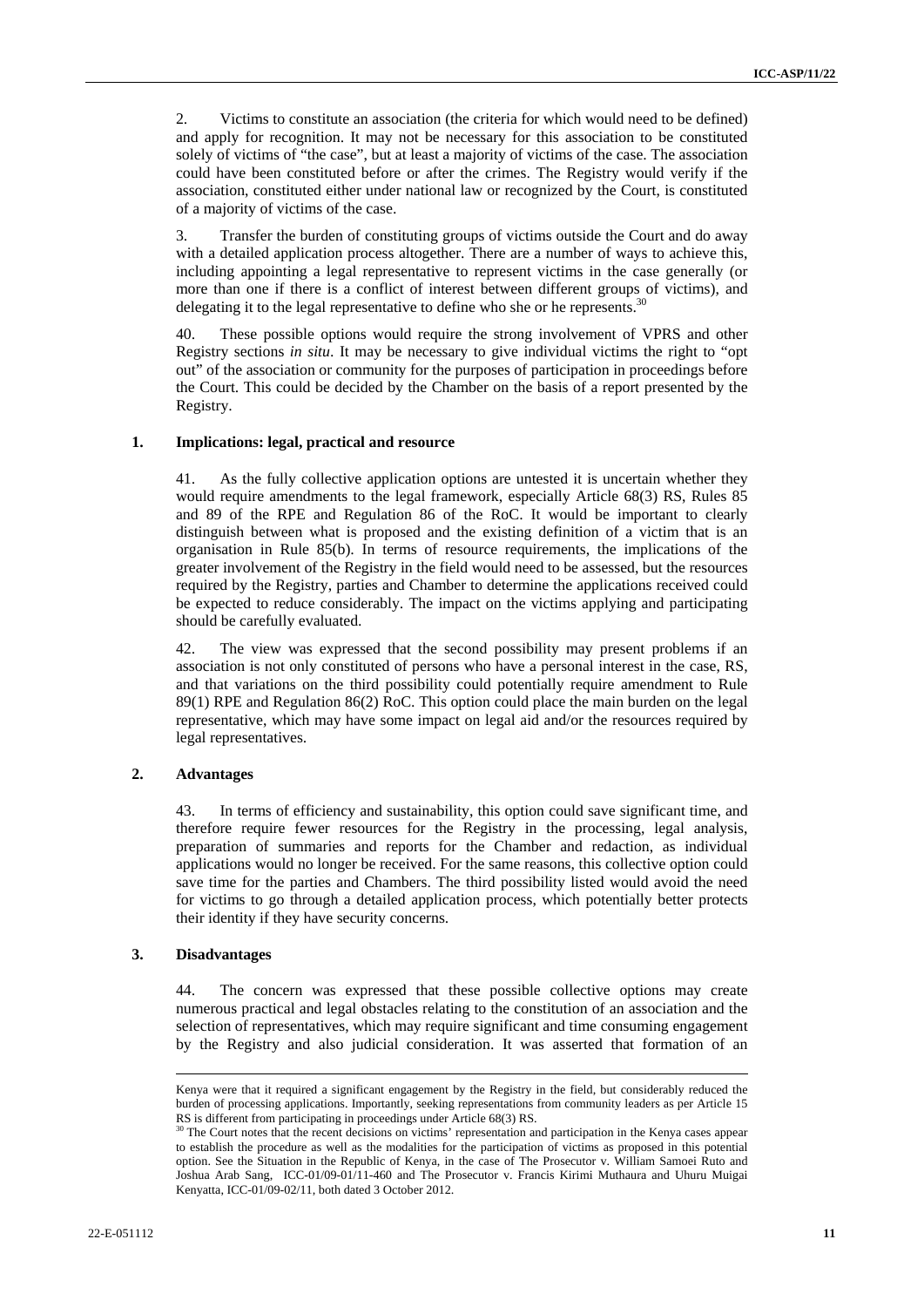2. Victims to constitute an association (the criteria for which would need to be defined) and apply for recognition. It may not be necessary for this association to be constituted solely of victims of "the case", but at least a majority of victims of the case. The association could have been constituted before or after the crimes. The Registry would verify if the association, constituted either under national law or recognized by the Court, is constituted of a majority of victims of the case.

3. Transfer the burden of constituting groups of victims outside the Court and do away with a detailed application process altogether. There are a number of ways to achieve this, including appointing a legal representative to represent victims in the case generally (or more than one if there is a conflict of interest between different groups of victims), and delegating it to the legal representative to define who she or he represents.[30]

40. These possible options would require the strong involvement of VPRS and other Registry sections *in situ*. It may be necessary to give individual victims the right to "opt out" of the association or community for the purposes of participation in proceedings before the Court. This could be decided by the Chamber on the basis of a report presented by the Registry.

### 1. Implications: legal, practical and resource

41. As the fully collective application options are untested it is uncertain whether they would require amendments to the legal framework, especially Article 68(3) RS, Rules 85 and 89 of the RPE and Regulation 86 of the RoC. It would be important to clearly distinguish between what is proposed and the existing definition of a victim that is an organisation in Rule 85(b). In terms of resource requirements, the implications of the greater involvement of the Registry in the field would need to be assessed, but the resources required by the Registry, parties and Chamber to determine the applications received could be expected to reduce considerably. The impact on the victims applying and participating should be carefully evaluated.

42. The view was expressed that the second possibility may present problems if an association is not only constituted of persons who have a personal interest in the case, RS, and that variations on the third possibility could potentially require amendment to Rule 89(1) RPE and Regulation 86(2) RoC. This option could place the main burden on the legal representative, which may have some impact on legal aid and/or the resources required by legal representatives.

### 2. Advantages

43. In terms of efficiency and sustainability, this option could save significant time, and therefore require fewer resources for the Registry in the processing, legal analysis, preparation of summaries and reports for the Chamber and redaction, as individual applications would no longer be received. For the same reasons, this collective option could save time for the parties and Chambers. The third possibility listed would avoid the need for victims to go through a detailed application process, which potentially better protects their identity if they have security concerns.

### 3. Disadvantages

44. The concern was expressed that these possible collective options may create numerous practical and legal obstacles relating to the constitution of an association and the selection of representatives, which may require significant and time consuming engagement by the Registry and also judicial consideration. It was asserted that formation of an

---

Kenya were that it required a significant engagement by the Registry in the field, but considerably reduced the burden of processing applications. Importantly, seeking representations from community leaders as per Article 15 RS is different from participating in proceedings under Article 68(3) RS.

[30] The Court notes that the recent decisions on victims' representation and participation in the Kenya cases appear to establish the procedure as well as the modalities for the participation of victims as proposed in this potential option. See the Situation in the Republic of Kenya, in the case of The Prosecutor v. William Samoei Ruto and Joshua Arab Sang, ICC-01/09-01/11-460 and The Prosecutor v. Francis Kirimi Muthaura and Uhuru Muigai Kenyatta, ICC-01/09-02/11, both dated 3 October 2012.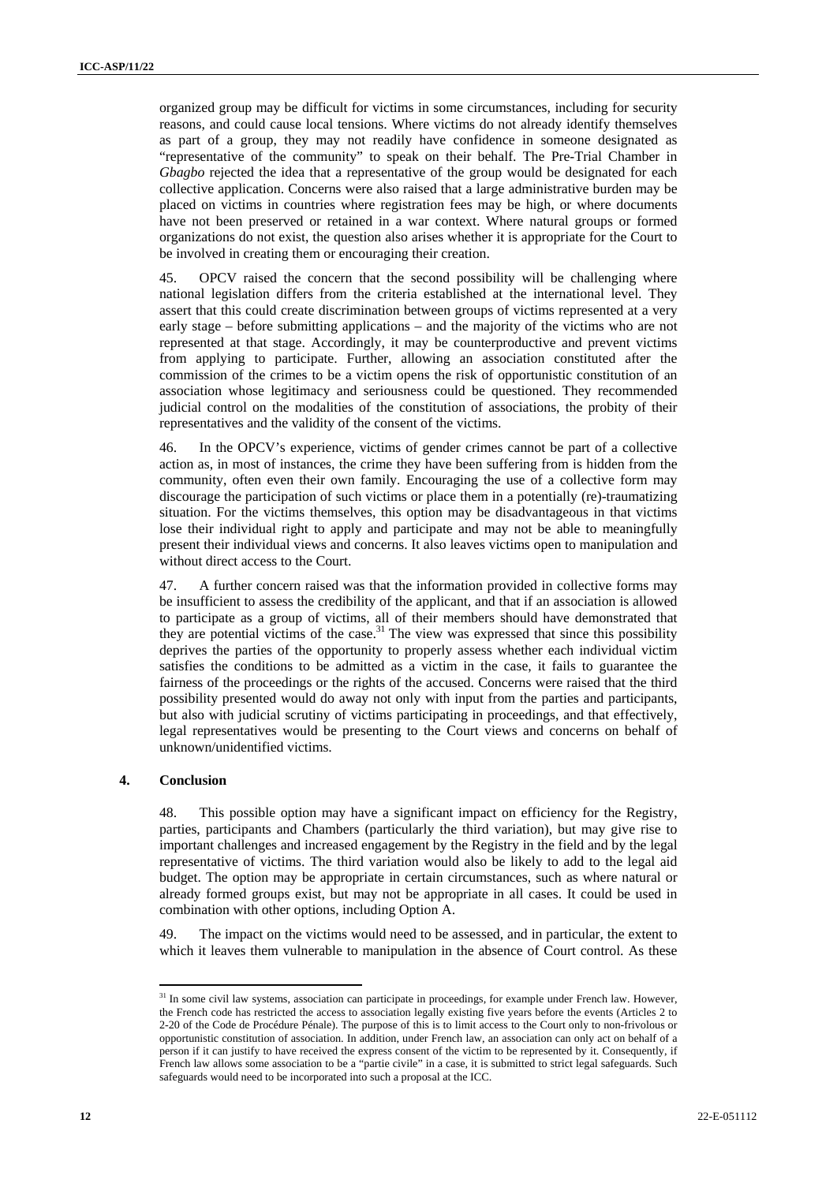organized group may be difficult for victims in some circumstances, including for security reasons, and could cause local tensions. Where victims do not already identify themselves as part of a group, they may not readily have confidence in someone designated as "representative of the community" to speak on their behalf. The Pre-Trial Chamber in *Gbagbo* rejected the idea that a representative of the group would be designated for each collective application. Concerns were also raised that a large administrative burden may be placed on victims in countries where registration fees may be high, or where documents have not been preserved or retained in a war context. Where natural groups or formed organizations do not exist, the question also arises whether it is appropriate for the Court to be involved in creating them or encouraging their creation.

45. OPCV raised the concern that the second possibility will be challenging where national legislation differs from the criteria established at the international level. They assert that this could create discrimination between groups of victims represented at a very early stage – before submitting applications – and the majority of the victims who are not represented at that stage. Accordingly, it may be counterproductive and prevent victims from applying to participate. Further, allowing an association constituted after the commission of the crimes to be a victim opens the risk of opportunistic constitution of an association whose legitimacy and seriousness could be questioned. They recommended judicial control on the modalities of the constitution of associations, the probity of their representatives and the validity of the consent of the victims.

46. In the OPCV's experience, victims of gender crimes cannot be part of a collective action as, in most of instances, the crime they have been suffering from is hidden from the community, often even their own family. Encouraging the use of a collective form may discourage the participation of such victims or place them in a potentially (re)-traumatizing situation. For the victims themselves, this option may be disadvantageous in that victims lose their individual right to apply and participate and may not be able to meaningfully present their individual views and concerns. It also leaves victims open to manipulation and without direct access to the Court.

47. A further concern raised was that the information provided in collective forms may be insufficient to assess the credibility of the applicant, and that if an association is allowed to participate as a group of victims, all of their members should have demonstrated that they are potential victims of the case.[31] The view was expressed that since this possibility deprives the parties of the opportunity to properly assess whether each individual victim satisfies the conditions to be admitted as a victim in the case, it fails to guarantee the fairness of the proceedings or the rights of the accused. Concerns were raised that the third possibility presented would do away not only with input from the parties and participants, but also with judicial scrutiny of victims participating in proceedings, and that effectively, legal representatives would be presenting to the Court views and concerns on behalf of unknown/unidentified victims.

### 4. Conclusion

48. This possible option may have a significant impact on efficiency for the Registry, parties, participants and Chambers (particularly the third variation), but may give rise to important challenges and increased engagement by the Registry in the field and by the legal representative of victims. The third variation would also be likely to add to the legal aid budget. The option may be appropriate in certain circumstances, such as where natural or already formed groups exist, but may not be appropriate in all cases. It could be used in combination with other options, including Option A.

49. The impact on the victims would need to be assessed, and in particular, the extent to which it leaves them vulnerable to manipulation in the absence of Court control. As these

[31] In some civil law systems, association can participate in proceedings, for example under French law. However, the French code has restricted the access to association legally existing five years before the events (Articles 2 to 2-20 of the Code de Procédure Pénale). The purpose of this is to limit access to the Court only to non-frivolous or opportunistic constitution of association. In addition, under French law, an association can only act on behalf of a person if it can justify to have received the express consent of the victim to be represented by it. Consequently, if French law allows some association to be a "partie civile" in a case, it is submitted to strict legal safeguards. Such safeguards would need to be incorporated into such a proposal at the ICC.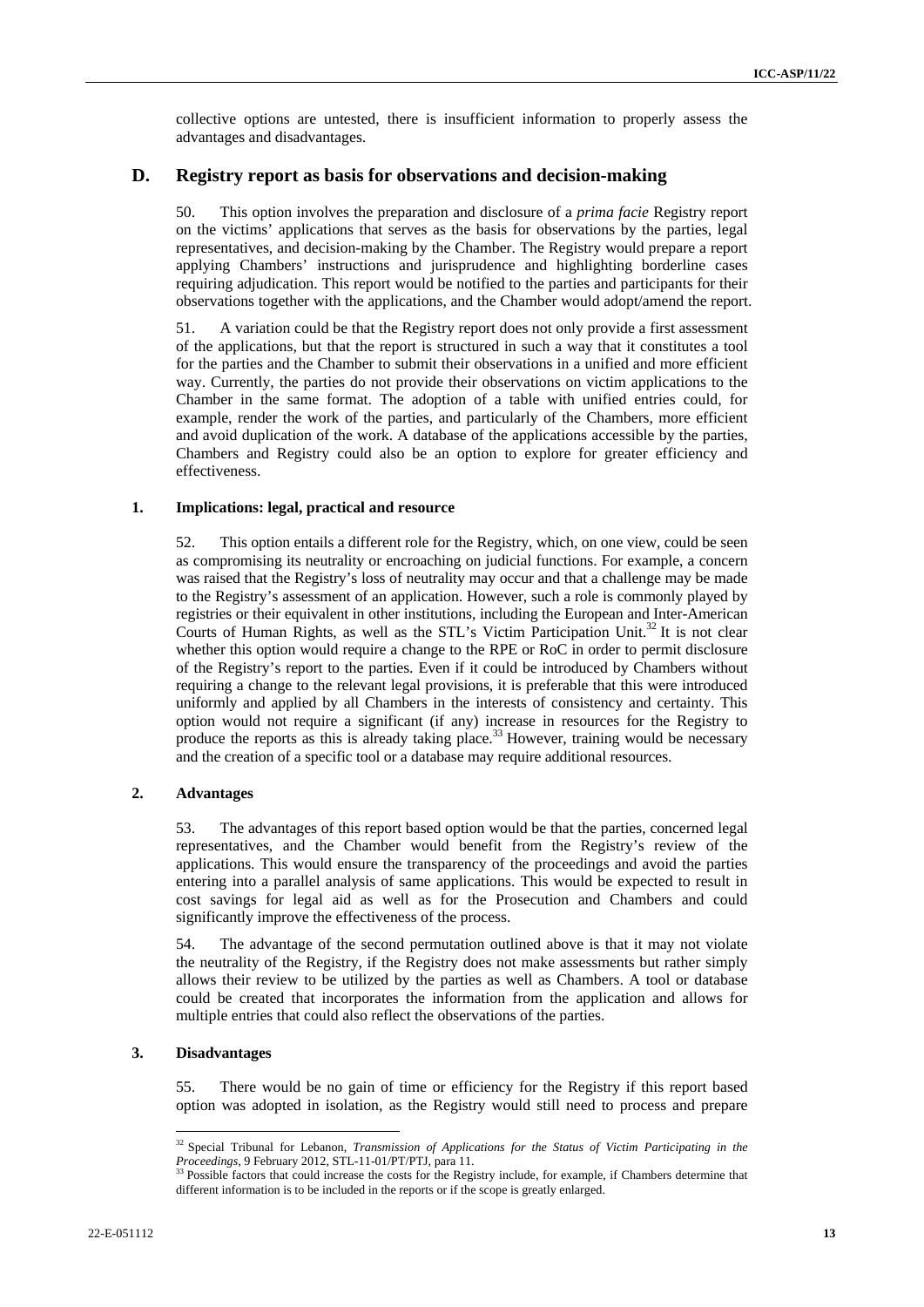collective options are untested, there is insufficient information to properly assess the advantages and disadvantages.

## D. Registry report as basis for observations and decision-making

50. This option involves the preparation and disclosure of a *prima facie* Registry report on the victims' applications that serves as the basis for observations by the parties, legal representatives, and decision-making by the Chamber. The Registry would prepare a report applying Chambers' instructions and jurisprudence and highlighting borderline cases requiring adjudication. This report would be notified to the parties and participants for their observations together with the applications, and the Chamber would adopt/amend the report.

51. A variation could be that the Registry report does not only provide a first assessment of the applications, but that the report is structured in such a way that it constitutes a tool for the parties and the Chamber to submit their observations in a unified and more efficient way. Currently, the parties do not provide their observations on victim applications to the Chamber in the same format. The adoption of a table with unified entries could, for example, render the work of the parties, and particularly of the Chambers, more efficient and avoid duplication of the work. A database of the applications accessible by the parties, Chambers and Registry could also be an option to explore for greater efficiency and effectiveness.

### 1. Implications: legal, practical and resource

52. This option entails a different role for the Registry, which, on one view, could be seen as compromising its neutrality or encroaching on judicial functions. For example, a concern was raised that the Registry's loss of neutrality may occur and that a challenge may be made to the Registry's assessment of an application. However, such a role is commonly played by registries or their equivalent in other institutions, including the European and Inter-American Courts of Human Rights, as well as the STL's Victim Participation Unit.[32] It is not clear whether this option would require a change to the RPE or RoC in order to permit disclosure of the Registry's report to the parties. Even if it could be introduced by Chambers without requiring a change to the relevant legal provisions, it is preferable that this were introduced uniformly and applied by all Chambers in the interests of consistency and certainty. This option would not require a significant (if any) increase in resources for the Registry to produce the reports as this is already taking place.[33] However, training would be necessary and the creation of a specific tool or a database may require additional resources.

### 2. Advantages

53. The advantages of this report based option would be that the parties, concerned legal representatives, and the Chamber would benefit from the Registry's review of the applications. This would ensure the transparency of the proceedings and avoid the parties entering into a parallel analysis of same applications. This would be expected to result in cost savings for legal aid as well as for the Prosecution and Chambers and could significantly improve the effectiveness of the process.

54. The advantage of the second permutation outlined above is that it may not violate the neutrality of the Registry, if the Registry does not make assessments but rather simply allows their review to be utilized by the parties as well as Chambers. A tool or database could be created that incorporates the information from the application and allows for multiple entries that could also reflect the observations of the parties.

### 3. Disadvantages

55. There would be no gain of time or efficiency for the Registry if this report based option was adopted in isolation, as the Registry would still need to process and prepare

---

[32] Special Tribunal for Lebanon, *Transmission of Applications for the Status of Victim Participating in the Proceedings*, 9 February 2012, STL-11-01/PT/PTJ, para 11.

[33] Possible factors that could increase the costs for the Registry include, for example, if Chambers determine that different information is to be included in the reports or if the scope is greatly enlarged.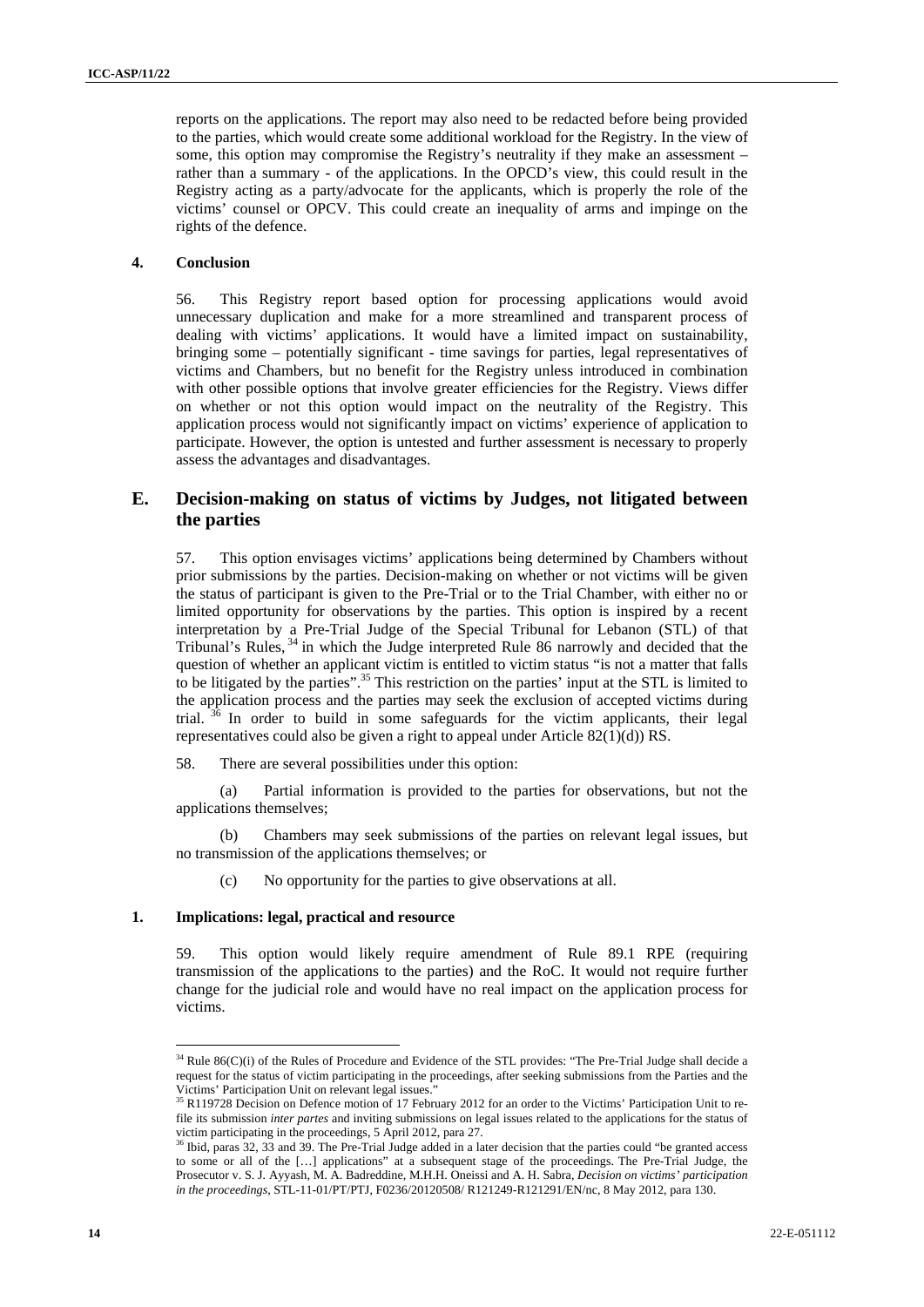reports on the applications. The report may also need to be redacted before being provided to the parties, which would create some additional workload for the Registry. In the view of some, this option may compromise the Registry's neutrality if they make an assessment – rather than a summary - of the applications. In the OPCD's view, this could result in the Registry acting as a party/advocate for the applicants, which is properly the role of the victims' counsel or OPCV. This could create an inequality of arms and impinge on the rights of the defence.

### 4. Conclusion

56. This Registry report based option for processing applications would avoid unnecessary duplication and make for a more streamlined and transparent process of dealing with victims' applications. It would have a limited impact on sustainability, bringing some – potentially significant - time savings for parties, legal representatives of victims and Chambers, but no benefit for the Registry unless introduced in combination with other possible options that involve greater efficiencies for the Registry. Views differ on whether or not this option would impact on the neutrality of the Registry. This application process would not significantly impact on victims' experience of application to participate. However, the option is untested and further assessment is necessary to properly assess the advantages and disadvantages.

## E. Decision-making on status of victims by Judges, not litigated between the parties

57. This option envisages victims' applications being determined by Chambers without prior submissions by the parties. Decision-making on whether or not victims will be given the status of participant is given to the Pre-Trial or to the Trial Chamber, with either no or limited opportunity for observations by the parties. This option is inspired by a recent interpretation by a Pre-Trial Judge of the Special Tribunal for Lebanon (STL) of that Tribunal's Rules,[34] in which the Judge interpreted Rule 86 narrowly and decided that the question of whether an applicant victim is entitled to victim status "is not a matter that falls to be litigated by the parties".[35] This restriction on the parties' input at the STL is limited to the application process and the parties may seek the exclusion of accepted victims during trial.[36] In order to build in some safeguards for the victim applicants, their legal representatives could also be given a right to appeal under Article 82(1)(d)) RS.

58. There are several possibilities under this option:

(a) Partial information is provided to the parties for observations, but not the applications themselves;

(b) Chambers may seek submissions of the parties on relevant legal issues, but no transmission of the applications themselves; or

(c) No opportunity for the parties to give observations at all.

### 1. Implications: legal, practical and resource

59. This option would likely require amendment of Rule 89.1 RPE (requiring transmission of the applications to the parties) and the RoC. It would not require further change for the judicial role and would have no real impact on the application process for victims.

---

[34] Rule 86(C)(i) of the Rules of Procedure and Evidence of the STL provides: "The Pre-Trial Judge shall decide a request for the status of victim participating in the proceedings, after seeking submissions from the Parties and the Victims' Participation Unit on relevant legal issues."

[35] R119728 Decision on Defence motion of 17 February 2012 for an order to the Victims' Participation Unit to re-file its submission *inter partes* and inviting submissions on legal issues related to the applications for the status of victim participating in the proceedings, 5 April 2012, para 27.

[36] Ibid, paras 32, 33 and 39. The Pre-Trial Judge added in a later decision that the parties could "be granted access to some or all of the […] applications" at a subsequent stage of the proceedings. The Pre-Trial Judge, the Prosecutor v. S. J. Ayyash, M. A. Badreddine, M.H.H. Oneissi and A. H. Sabra, *Decision on victims' participation in the proceedings*, STL-11-01/PT/PTJ, F0236/20120508/ R121249-R121291/EN/nc, 8 May 2012, para 130.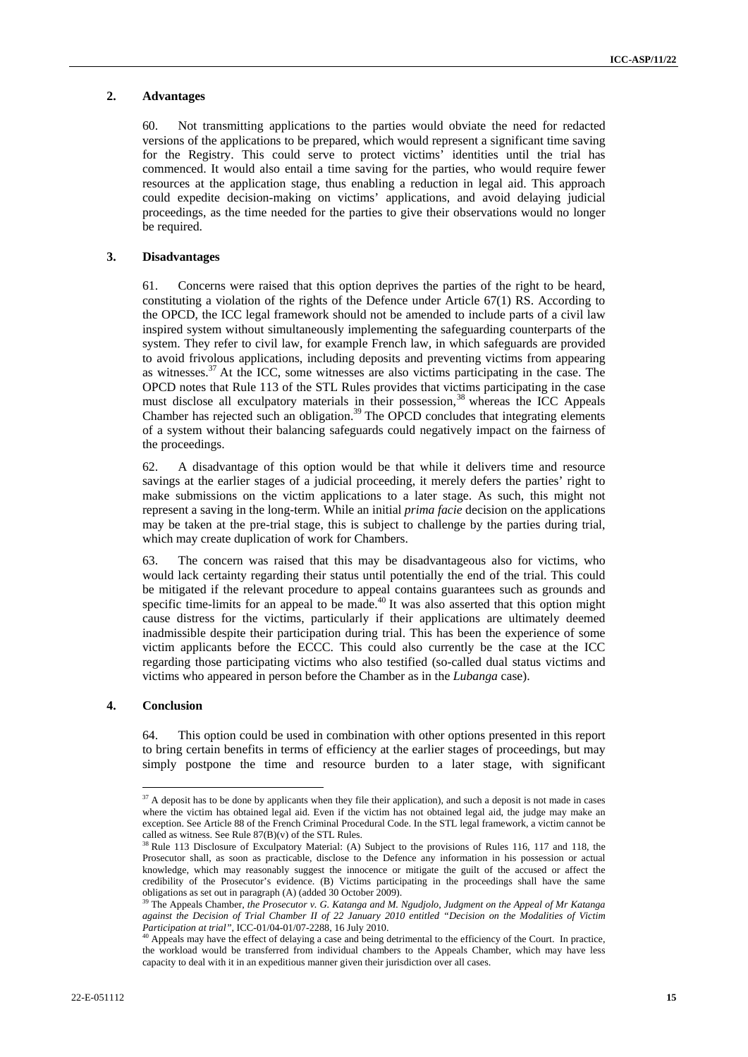### 2. Advantages

60. Not transmitting applications to the parties would obviate the need for redacted versions of the applications to be prepared, which would represent a significant time saving for the Registry. This could serve to protect victims' identities until the trial has commenced. It would also entail a time saving for the parties, who would require fewer resources at the application stage, thus enabling a reduction in legal aid. This approach could expedite decision-making on victims' applications, and avoid delaying judicial proceedings, as the time needed for the parties to give their observations would no longer be required.

### 3. Disadvantages

61. Concerns were raised that this option deprives the parties of the right to be heard, constituting a violation of the rights of the Defence under Article 67(1) RS. According to the OPCD, the ICC legal framework should not be amended to include parts of a civil law inspired system without simultaneously implementing the safeguarding counterparts of the system. They refer to civil law, for example French law, in which safeguards are provided to avoid frivolous applications, including deposits and preventing victims from appearing as witnesses.[37] At the ICC, some witnesses are also victims participating in the case. The OPCD notes that Rule 113 of the STL Rules provides that victims participating in the case must disclose all exculpatory materials in their possession,[38] whereas the ICC Appeals Chamber has rejected such an obligation.[39] The OPCD concludes that integrating elements of a system without their balancing safeguards could negatively impact on the fairness of the proceedings.

62. A disadvantage of this option would be that while it delivers time and resource savings at the earlier stages of a judicial proceeding, it merely defers the parties' right to make submissions on the victim applications to a later stage. As such, this might not represent a saving in the long-term. While an initial *prima facie* decision on the applications may be taken at the pre-trial stage, this is subject to challenge by the parties during trial, which may create duplication of work for Chambers.

63. The concern was raised that this may be disadvantageous also for victims, who would lack certainty regarding their status until potentially the end of the trial. This could be mitigated if the relevant procedure to appeal contains guarantees such as grounds and specific time-limits for an appeal to be made.[40] It was also asserted that this option might cause distress for the victims, particularly if their applications are ultimately deemed inadmissible despite their participation during trial. This has been the experience of some victim applicants before the ECCC. This could also currently be the case at the ICC regarding those participating victims who also testified (so-called dual status victims and victims who appeared in person before the Chamber as in the *Lubanga* case).

### 4. Conclusion

64. This option could be used in combination with other options presented in this report to bring certain benefits in terms of efficiency at the earlier stages of proceedings, but may simply postpone the time and resource burden to a later stage, with significant

---

[37] A deposit has to be done by applicants when they file their application), and such a deposit is not made in cases where the victim has obtained legal aid. Even if the victim has not obtained legal aid, the judge may make an exception. See Article 88 of the French Criminal Procedural Code. In the STL legal framework, a victim cannot be called as witness. See Rule 87(B)(v) of the STL Rules.

[38] Rule 113 Disclosure of Exculpatory Material: (A) Subject to the provisions of Rules 116, 117 and 118, the Prosecutor shall, as soon as practicable, disclose to the Defence any information in his possession or actual knowledge, which may reasonably suggest the innocence or mitigate the guilt of the accused or affect the credibility of the Prosecutor's evidence. (B) Victims participating in the proceedings shall have the same obligations as set out in paragraph (A) (added 30 October 2009).

[39] The Appeals Chamber, *the Prosecutor v. G. Katanga and M. Ngudjolo, Judgment on the Appeal of Mr Katanga against the Decision of Trial Chamber II of 22 January 2010 entitled "Decision on the Modalities of Victim Participation at trial"*, ICC-01/04-01/07-2288, 16 July 2010.

[40] Appeals may have the effect of delaying a case and being detrimental to the efficiency of the Court. In practice, the workload would be transferred from individual chambers to the Appeals Chamber, which may have less capacity to deal with it in an expeditious manner given their jurisdiction over all cases.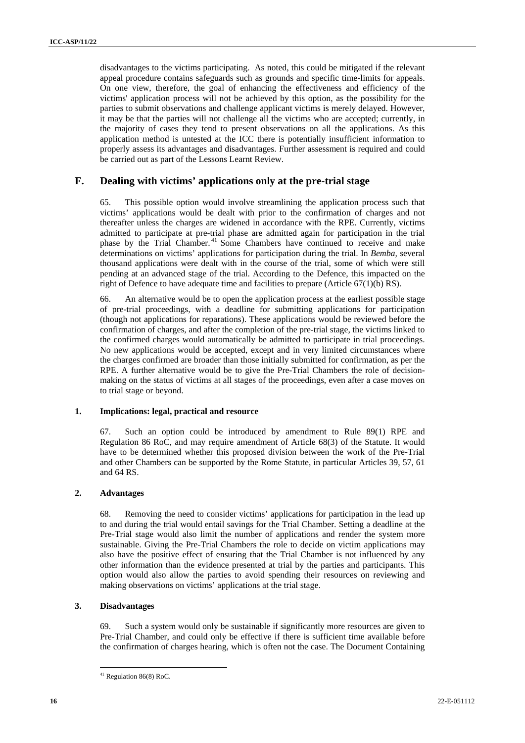disadvantages to the victims participating. As noted, this could be mitigated if the relevant appeal procedure contains safeguards such as grounds and specific time-limits for appeals. On one view, therefore, the goal of enhancing the effectiveness and efficiency of the victims' application process will not be achieved by this option, as the possibility for the parties to submit observations and challenge applicant victims is merely delayed. However, it may be that the parties will not challenge all the victims who are accepted; currently, in the majority of cases they tend to present observations on all the applications. As this application method is untested at the ICC there is potentially insufficient information to properly assess its advantages and disadvantages. Further assessment is required and could be carried out as part of the Lessons Learnt Review.

## F. Dealing with victims' applications only at the pre-trial stage

65. This possible option would involve streamlining the application process such that victims' applications would be dealt with prior to the confirmation of charges and not thereafter unless the charges are widened in accordance with the RPE. Currently, victims admitted to participate at pre-trial phase are admitted again for participation in the trial phase by the Trial Chamber.[41] Some Chambers have continued to receive and make determinations on victims' applications for participation during the trial. In *Bemba*, several thousand applications were dealt with in the course of the trial, some of which were still pending at an advanced stage of the trial. According to the Defence, this impacted on the right of Defence to have adequate time and facilities to prepare (Article 67(1)(b) RS).

66. An alternative would be to open the application process at the earliest possible stage of pre-trial proceedings, with a deadline for submitting applications for participation (though not applications for reparations). These applications would be reviewed before the confirmation of charges, and after the completion of the pre-trial stage, the victims linked to the confirmed charges would automatically be admitted to participate in trial proceedings. No new applications would be accepted, except and in very limited circumstances where the charges confirmed are broader than those initially submitted for confirmation, as per the RPE. A further alternative would be to give the Pre-Trial Chambers the role of decision-making on the status of victims at all stages of the proceedings, even after a case moves on to trial stage or beyond.

### 1. Implications: legal, practical and resource

67. Such an option could be introduced by amendment to Rule 89(1) RPE and Regulation 86 RoC, and may require amendment of Article 68(3) of the Statute. It would have to be determined whether this proposed division between the work of the Pre-Trial and other Chambers can be supported by the Rome Statute, in particular Articles 39, 57, 61 and 64 RS.

### 2. Advantages

68. Removing the need to consider victims' applications for participation in the lead up to and during the trial would entail savings for the Trial Chamber. Setting a deadline at the Pre-Trial stage would also limit the number of applications and render the system more sustainable. Giving the Pre-Trial Chambers the role to decide on victim applications may also have the positive effect of ensuring that the Trial Chamber is not influenced by any other information than the evidence presented at trial by the parties and participants. This option would also allow the parties to avoid spending their resources on reviewing and making observations on victims' applications at the trial stage.

### 3. Disadvantages

69. Such a system would only be sustainable if significantly more resources are given to Pre-Trial Chamber, and could only be effective if there is sufficient time available before the confirmation of charges hearing, which is often not the case. The Document Containing

---

[41] Regulation 86(8) RoC.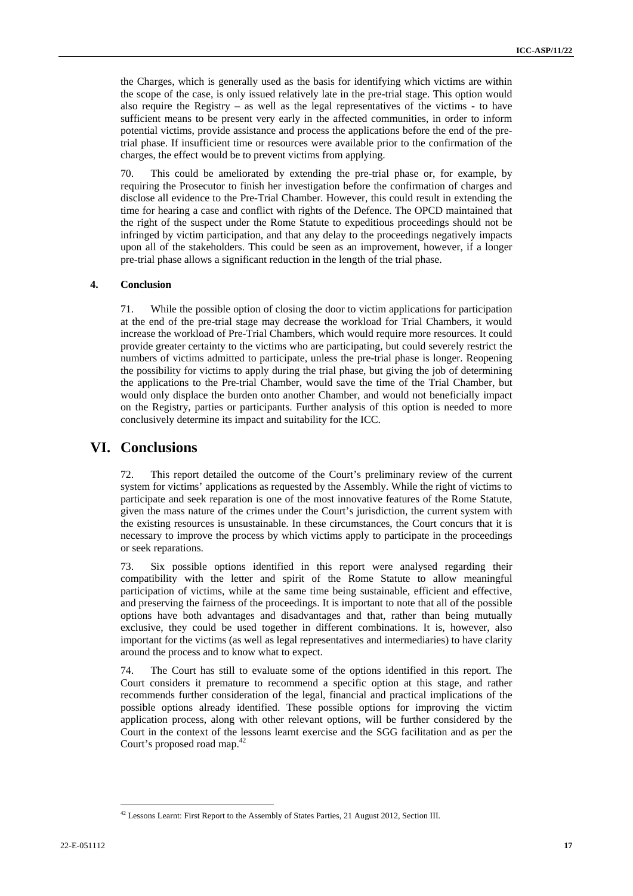the Charges, which is generally used as the basis for identifying which victims are within the scope of the case, is only issued relatively late in the pre-trial stage. This option would also require the Registry – as well as the legal representatives of the victims - to have sufficient means to be present very early in the affected communities, in order to inform potential victims, provide assistance and process the applications before the end of the pre-trial phase. If insufficient time or resources were available prior to the confirmation of the charges, the effect would be to prevent victims from applying.

70. This could be ameliorated by extending the pre-trial phase or, for example, by requiring the Prosecutor to finish her investigation before the confirmation of charges and disclose all evidence to the Pre-Trial Chamber. However, this could result in extending the time for hearing a case and conflict with rights of the Defence. The OPCD maintained that the right of the suspect under the Rome Statute to expeditious proceedings should not be infringed by victim participation, and that any delay to the proceedings negatively impacts upon all of the stakeholders. This could be seen as an improvement, however, if a longer pre-trial phase allows a significant reduction in the length of the trial phase.

### 4. Conclusion

71. While the possible option of closing the door to victim applications for participation at the end of the pre-trial stage may decrease the workload for Trial Chambers, it would increase the workload of Pre-Trial Chambers, which would require more resources. It could provide greater certainty to the victims who are participating, but could severely restrict the numbers of victims admitted to participate, unless the pre-trial phase is longer. Reopening the possibility for victims to apply during the trial phase, but giving the job of determining the applications to the Pre-trial Chamber, would save the time of the Trial Chamber, but would only displace the burden onto another Chamber, and would not beneficially impact on the Registry, parties or participants. Further analysis of this option is needed to more conclusively determine its impact and suitability for the ICC.

## VI. Conclusions

72. This report detailed the outcome of the Court's preliminary review of the current system for victims' applications as requested by the Assembly. While the right of victims to participate and seek reparation is one of the most innovative features of the Rome Statute, given the mass nature of the crimes under the Court's jurisdiction, the current system with the existing resources is unsustainable. In these circumstances, the Court concurs that it is necessary to improve the process by which victims apply to participate in the proceedings or seek reparations.

73. Six possible options identified in this report were analysed regarding their compatibility with the letter and spirit of the Rome Statute to allow meaningful participation of victims, while at the same time being sustainable, efficient and effective, and preserving the fairness of the proceedings. It is important to note that all of the possible options have both advantages and disadvantages and that, rather than being mutually exclusive, they could be used together in different combinations. It is, however, also important for the victims (as well as legal representatives and intermediaries) to have clarity around the process and to know what to expect.

74. The Court has still to evaluate some of the options identified in this report. The Court considers it premature to recommend a specific option at this stage, and rather recommends further consideration of the legal, financial and practical implications of the possible options already identified. These possible options for improving the victim application process, along with other relevant options, will be further considered by the Court in the context of the lessons learnt exercise and the SGG facilitation and as per the Court's proposed road map.[42]

[42] Lessons Learnt: First Report to the Assembly of States Parties, 21 August 2012, Section III.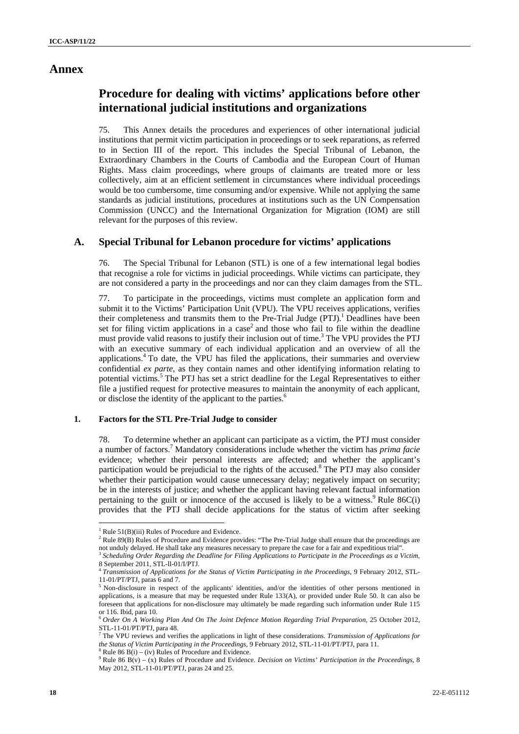# Annex

## Procedure for dealing with victims' applications before other international judicial institutions and organizations

75. This Annex details the procedures and experiences of other international judicial institutions that permit victim participation in proceedings or to seek reparations, as referred to in Section III of the report. This includes the Special Tribunal of Lebanon, the Extraordinary Chambers in the Courts of Cambodia and the European Court of Human Rights. Mass claim proceedings, where groups of claimants are treated more or less collectively, aim at an efficient settlement in circumstances where individual proceedings would be too cumbersome, time consuming and/or expensive. While not applying the same standards as judicial institutions, procedures at institutions such as the UN Compensation Commission (UNCC) and the International Organization for Migration (IOM) are still relevant for the purposes of this review.

### A. Special Tribunal for Lebanon procedure for victims' applications

76. The Special Tribunal for Lebanon (STL) is one of a few international legal bodies that recognise a role for victims in judicial proceedings. While victims can participate, they are not considered a party in the proceedings and nor can they claim damages from the STL.

77. To participate in the proceedings, victims must complete an application form and submit it to the Victims' Participation Unit (VPU). The VPU receives applications, verifies their completeness and transmits them to the Pre-Trial Judge (PTJ).[1] Deadlines have been set for filing victim applications in a case[2] and those who fail to file within the deadline must provide valid reasons to justify their inclusion out of time.[3] The VPU provides the PTJ with an executive summary of each individual application and an overview of all the applications.[4] To date, the VPU has filed the applications, their summaries and overview confidential *ex parte*, as they contain names and other identifying information relating to potential victims.[5] The PTJ has set a strict deadline for the Legal Representatives to either file a justified request for protective measures to maintain the anonymity of each applicant, or disclose the identity of the applicant to the parties.[6]

#### 1. Factors for the STL Pre-Trial Judge to consider

78. To determine whether an applicant can participate as a victim, the PTJ must consider a number of factors.[7] Mandatory considerations include whether the victim has *prima facie* evidence; whether their personal interests are affected; and whether the applicant's participation would be prejudicial to the rights of the accused.[8] The PTJ may also consider whether their participation would cause unnecessary delay; negatively impact on security; be in the interests of justice; and whether the applicant having relevant factual information pertaining to the guilt or innocence of the accused is likely to be a witness.[9] Rule 86C(i) provides that the PTJ shall decide applications for the status of victim after seeking

---

[1] Rule 51(B)(iii) Rules of Procedure and Evidence.

[2] Rule 89(B) Rules of Procedure and Evidence provides: "The Pre-Trial Judge shall ensure that the proceedings are not unduly delayed. He shall take any measures necessary to prepare the case for a fair and expeditious trial".

[3] *Scheduling Order Regarding the Deadline for Filing Applications to Participate in the Proceedings as a Victim*, 8 September 2011, STL-ll-01/I/PTJ.

[4] *Transmission of Applications for the Status of Victim Participating in the Proceedings*, 9 February 2012, STL-11-01/PT/PTJ, paras 6 and 7.

[5] Non-disclosure in respect of the applicants' identities, and/or the identities of other persons mentioned in applications, is a measure that may be requested under Rule 133(A), or provided under Rule 50. It can also be foreseen that applications for non-disclosure may ultimately be made regarding such information under Rule 115 or 116. Ibid, para 10.

[6] *Order On A Working Plan And On The Joint Defence Motion Regarding Trial Preparation*, 25 October 2012, STL-11-01/PT/PTJ, para 48.

[7] The VPU reviews and verifies the applications in light of these considerations. *Transmission of Applications for the Status of Victim Participating in the Proceedings*, 9 February 2012, STL-11-01/PT/PTJ, para 11.

[8] Rule 86 B(i) – (iv) Rules of Procedure and Evidence.

[9] Rule 86 B(v) – (x) Rules of Procedure and Evidence. *Decision on Victims' Participation in the Proceedings*, 8 May 2012, STL-11-01/PT/PTJ, paras 24 and 25.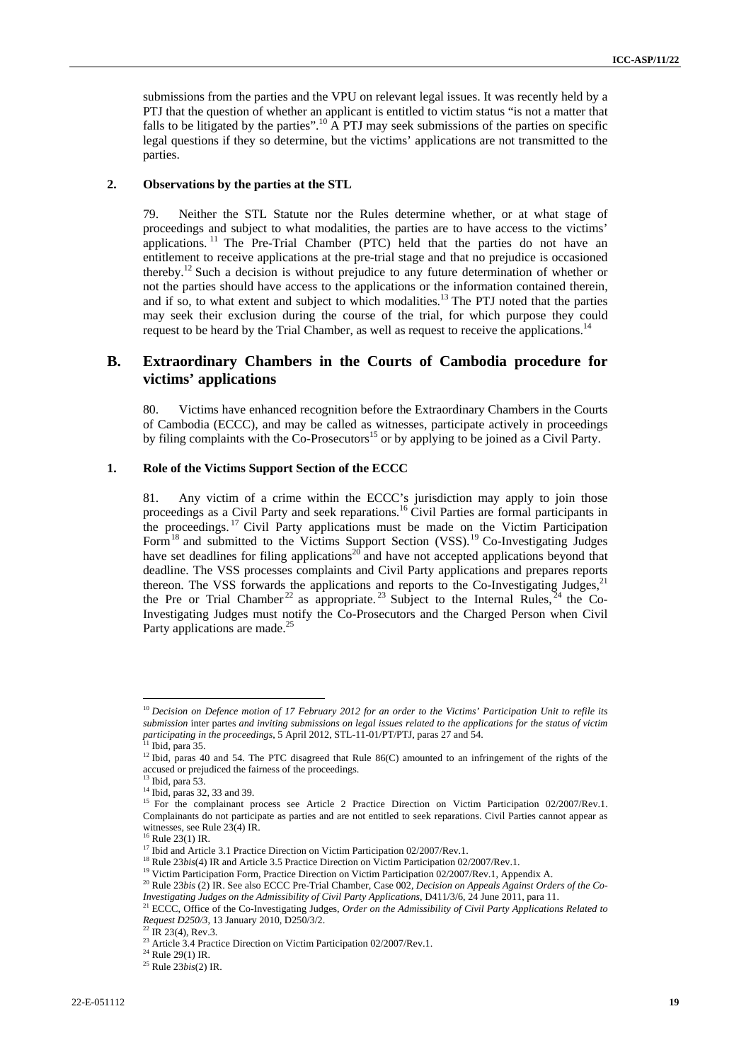submissions from the parties and the VPU on relevant legal issues. It was recently held by a PTJ that the question of whether an applicant is entitled to victim status "is not a matter that falls to be litigated by the parties".[10] A PTJ may seek submissions of the parties on specific legal questions if they so determine, but the victims' applications are not transmitted to the parties.

### 2. Observations by the parties at the STL

79. Neither the STL Statute nor the Rules determine whether, or at what stage of proceedings and subject to what modalities, the parties are to have access to the victims' applications.[11] The Pre-Trial Chamber (PTC) held that the parties do not have an entitlement to receive applications at the pre-trial stage and that no prejudice is occasioned thereby.[12] Such a decision is without prejudice to any future determination of whether or not the parties should have access to the applications or the information contained therein, and if so, to what extent and subject to which modalities.[13] The PTJ noted that the parties may seek their exclusion during the course of the trial, for which purpose they could request to be heard by the Trial Chamber, as well as request to receive the applications.[14]

## B. Extraordinary Chambers in the Courts of Cambodia procedure for victims' applications

80. Victims have enhanced recognition before the Extraordinary Chambers in the Courts of Cambodia (ECCC), and may be called as witnesses, participate actively in proceedings by filing complaints with the Co-Prosecutors[15] or by applying to be joined as a Civil Party.

### 1. Role of the Victims Support Section of the ECCC

81. Any victim of a crime within the ECCC's jurisdiction may apply to join those proceedings as a Civil Party and seek reparations.[16] Civil Parties are formal participants in the proceedings.[17] Civil Party applications must be made on the Victim Participation Form[18] and submitted to the Victims Support Section (VSS).[19] Co-Investigating Judges have set deadlines for filing applications[20] and have not accepted applications beyond that deadline. The VSS processes complaints and Civil Party applications and prepares reports thereon. The VSS forwards the applications and reports to the Co-Investigating Judges,[21] the Pre or Trial Chamber[22] as appropriate.[23] Subject to the Internal Rules,[24] the Co-Investigating Judges must notify the Co-Prosecutors and the Charged Person when Civil Party applications are made.[25]

---

[10] *Decision on Defence motion of 17 February 2012 for an order to the Victims' Participation Unit to refile its submission* inter partes *and inviting submissions on legal issues related to the applications for the status of victim participating in the proceedings*, 5 April 2012, STL-11-01/PT/PTJ, paras 27 and 54.

[11] Ibid, para 35.

[12] Ibid, paras 40 and 54. The PTC disagreed that Rule 86(C) amounted to an infringement of the rights of the accused or prejudiced the fairness of the proceedings.

[13] Ibid, para 53.

[14] Ibid, paras 32, 33 and 39.

[15] For the complainant process see Article 2 Practice Direction on Victim Participation 02/2007/Rev.1. Complainants do not participate as parties and are not entitled to seek reparations. Civil Parties cannot appear as witnesses, see Rule 23(4) IR.

[16] Rule 23(1) IR.

[17] Ibid and Article 3.1 Practice Direction on Victim Participation 02/2007/Rev.1.

[18] Rule 23*bis*(4) IR and Article 3.5 Practice Direction on Victim Participation 02/2007/Rev.1.

[19] Victim Participation Form, Practice Direction on Victim Participation 02/2007/Rev.1, Appendix A.

[20] Rule 23*bis* (2) IR. See also ECCC Pre-Trial Chamber, Case 002, *Decision on Appeals Against Orders of the Co-Investigating Judges on the Admissibility of Civil Party Applications*, D411/3/6, 24 June 2011, para 11.

[21] ECCC, Office of the Co-Investigating Judges, *Order on the Admissibility of Civil Party Applications Related to Request D250/3*, 13 January 2010, D250/3/2.

[22] IR 23(4), Rev.3.

[23] Article 3.4 Practice Direction on Victim Participation 02/2007/Rev.1.

[24] Rule 29(1) IR.

[25] Rule 23*bis*(2) IR.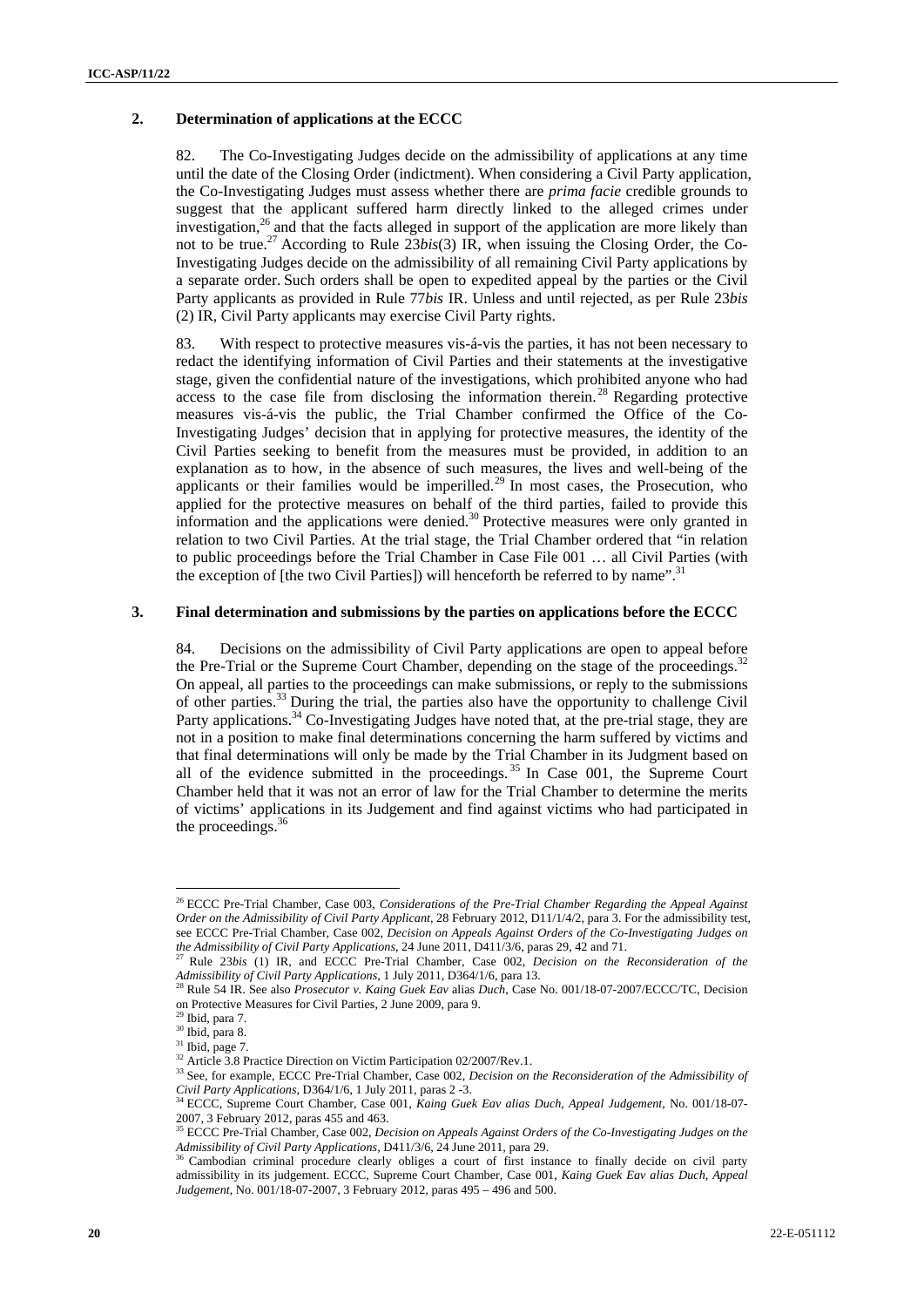## 2. Determination of applications at the ECCC

82. The Co-Investigating Judges decide on the admissibility of applications at any time until the date of the Closing Order (indictment). When considering a Civil Party application, the Co-Investigating Judges must assess whether there are *prima facie* credible grounds to suggest that the applicant suffered harm directly linked to the alleged crimes under investigation,[26] and that the facts alleged in support of the application are more likely than not to be true.[27] According to Rule 23*bis*(3) IR, when issuing the Closing Order, the Co-Investigating Judges decide on the admissibility of all remaining Civil Party applications by a separate order. Such orders shall be open to expedited appeal by the parties or the Civil Party applicants as provided in Rule 77*bis* IR. Unless and until rejected, as per Rule 23*bis* (2) IR, Civil Party applicants may exercise Civil Party rights.

83. With respect to protective measures vis-á-vis the parties, it has not been necessary to redact the identifying information of Civil Parties and their statements at the investigative stage, given the confidential nature of the investigations, which prohibited anyone who had access to the case file from disclosing the information therein.[28] Regarding protective measures vis-á-vis the public, the Trial Chamber confirmed the Office of the Co-Investigating Judges' decision that in applying for protective measures, the identity of the Civil Parties seeking to benefit from the measures must be provided, in addition to an explanation as to how, in the absence of such measures, the lives and well-being of the applicants or their families would be imperilled.[29] In most cases, the Prosecution, who applied for the protective measures on behalf of the third parties, failed to provide this information and the applications were denied.[30] Protective measures were only granted in relation to two Civil Parties. At the trial stage, the Trial Chamber ordered that "in relation to public proceedings before the Trial Chamber in Case File 001 … all Civil Parties (with the exception of [the two Civil Parties]) will henceforth be referred to by name".[31]

## 3. Final determination and submissions by the parties on applications before the ECCC

84. Decisions on the admissibility of Civil Party applications are open to appeal before the Pre-Trial or the Supreme Court Chamber, depending on the stage of the proceedings.[32] On appeal, all parties to the proceedings can make submissions, or reply to the submissions of other parties.[33] During the trial, the parties also have the opportunity to challenge Civil Party applications.[34] Co-Investigating Judges have noted that, at the pre-trial stage, they are not in a position to make final determinations concerning the harm suffered by victims and that final determinations will only be made by the Trial Chamber in its Judgment based on all of the evidence submitted in the proceedings.[35] In Case 001, the Supreme Court Chamber held that it was not an error of law for the Trial Chamber to determine the merits of victims' applications in its Judgement and find against victims who had participated in the proceedings.[36]

---

[26] ECCC Pre-Trial Chamber, Case 003, *Considerations of the Pre-Trial Chamber Regarding the Appeal Against Order on the Admissibility of Civil Party Applicant*, 28 February 2012, D11/1/4/2, para 3. For the admissibility test, see ECCC Pre-Trial Chamber, Case 002, *Decision on Appeals Against Orders of the Co-Investigating Judges on the Admissibility of Civil Party Applications*, 24 June 2011, D411/3/6, paras 29, 42 and 71.

[27] Rule 23*bis* (1) IR, and ECCC Pre-Trial Chamber, Case 002, *Decision on the Reconsideration of the Admissibility of Civil Party Applications*, 1 July 2011, D364/1/6, para 13.

[28] Rule 54 IR. See also *Prosecutor v. Kaing Guek Eav* alias *Duch*, Case No. 001/18-07-2007/ECCC/TC, Decision on Protective Measures for Civil Parties, 2 June 2009, para 9.

[29] Ibid, para 7.

[30] Ibid, para 8.

[31] Ibid, page 7.

[32] Article 3.8 Practice Direction on Victim Participation 02/2007/Rev.1.

[33] See, for example, ECCC Pre-Trial Chamber, Case 002, *Decision on the Reconsideration of the Admissibility of Civil Party Applications*, D364/1/6, 1 July 2011, paras 2 -3.

[34] ECCC, Supreme Court Chamber, Case 001, *Kaing Guek Eav alias Duch, Appeal Judgement*, No. 001/18-07-2007, 3 February 2012, paras 455 and 463.

[35] ECCC Pre-Trial Chamber, Case 002, *Decision on Appeals Against Orders of the Co-Investigating Judges on the Admissibility of Civil Party Applications*, D411/3/6, 24 June 2011, para 29.

[36] Cambodian criminal procedure clearly obliges a court of first instance to finally decide on civil party admissibility in its judgement. ECCC, Supreme Court Chamber, Case 001, *Kaing Guek Eav alias Duch, Appeal Judgement*, No. 001/18-07-2007, 3 February 2012, paras 495 – 496 and 500.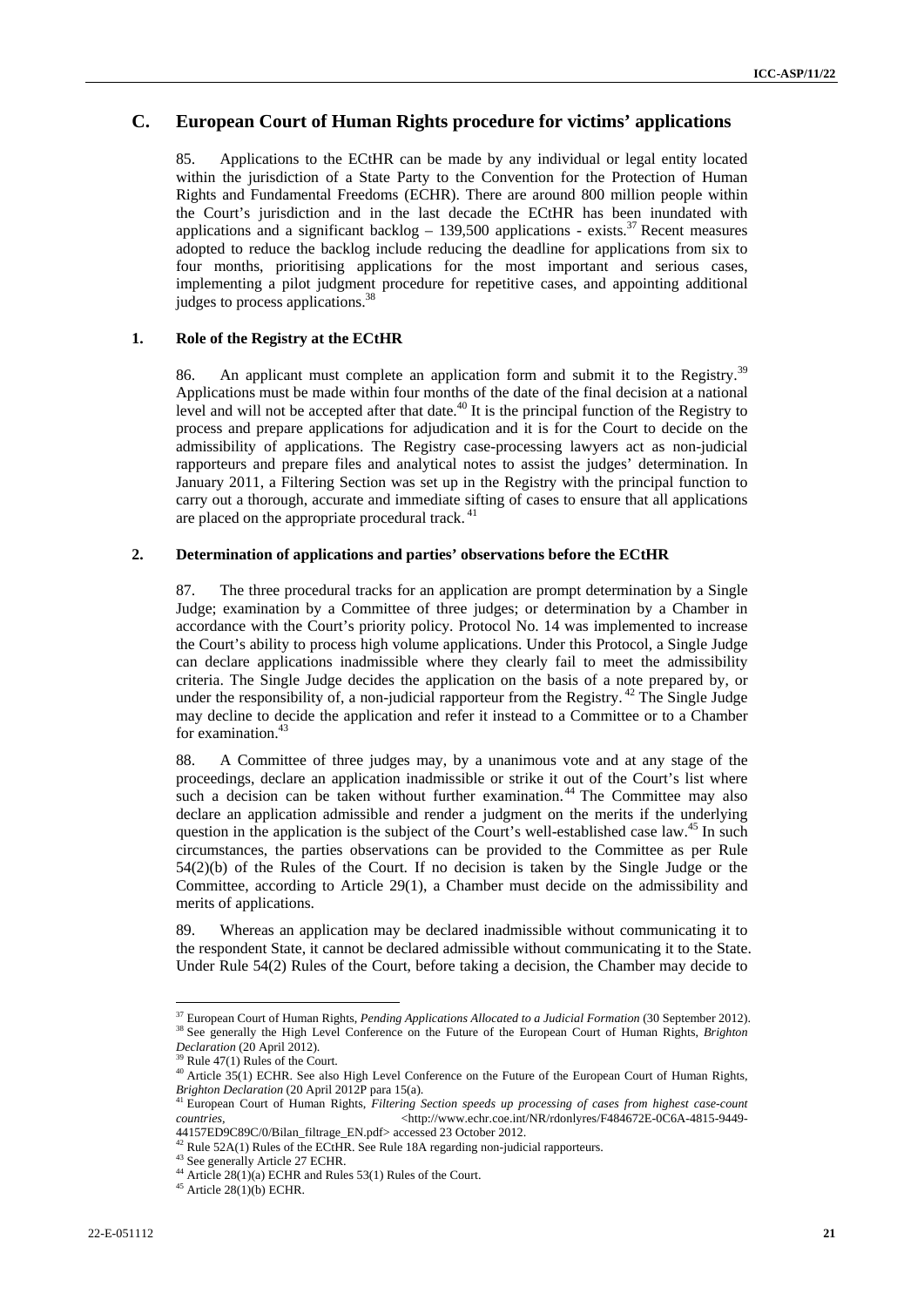## C. European Court of Human Rights procedure for victims' applications

85. Applications to the ECtHR can be made by any individual or legal entity located within the jurisdiction of a State Party to the Convention for the Protection of Human Rights and Fundamental Freedoms (ECHR). There are around 800 million people within the Court's jurisdiction and in the last decade the ECtHR has been inundated with applications and a significant backlog – 139,500 applications - exists.[37] Recent measures adopted to reduce the backlog include reducing the deadline for applications from six to four months, prioritising applications for the most important and serious cases, implementing a pilot judgment procedure for repetitive cases, and appointing additional judges to process applications.[38]

### 1. Role of the Registry at the ECtHR

86. An applicant must complete an application form and submit it to the Registry.[39] Applications must be made within four months of the date of the final decision at a national level and will not be accepted after that date.[40] It is the principal function of the Registry to process and prepare applications for adjudication and it is for the Court to decide on the admissibility of applications. The Registry case-processing lawyers act as non-judicial rapporteurs and prepare files and analytical notes to assist the judges' determination. In January 2011, a Filtering Section was set up in the Registry with the principal function to carry out a thorough, accurate and immediate sifting of cases to ensure that all applications are placed on the appropriate procedural track.[41]

### 2. Determination of applications and parties' observations before the ECtHR

87. The three procedural tracks for an application are prompt determination by a Single Judge; examination by a Committee of three judges; or determination by a Chamber in accordance with the Court's priority policy. Protocol No. 14 was implemented to increase the Court's ability to process high volume applications. Under this Protocol, a Single Judge can declare applications inadmissible where they clearly fail to meet the admissibility criteria. The Single Judge decides the application on the basis of a note prepared by, or under the responsibility of, a non-judicial rapporteur from the Registry.[42] The Single Judge may decline to decide the application and refer it instead to a Committee or to a Chamber for examination.[43]

88. A Committee of three judges may, by a unanimous vote and at any stage of the proceedings, declare an application inadmissible or strike it out of the Court's list where such a decision can be taken without further examination.[44] The Committee may also declare an application admissible and render a judgment on the merits if the underlying question in the application is the subject of the Court's well-established case law.[45] In such circumstances, the parties observations can be provided to the Committee as per Rule 54(2)(b) of the Rules of the Court. If no decision is taken by the Single Judge or the Committee, according to Article 29(1), a Chamber must decide on the admissibility and merits of applications.

89. Whereas an application may be declared inadmissible without communicating it to the respondent State, it cannot be declared admissible without communicating it to the State. Under Rule 54(2) Rules of the Court, before taking a decision, the Chamber may decide to

---

[37] European Court of Human Rights, *Pending Applications Allocated to a Judicial Formation* (30 September 2012).

[38] See generally the High Level Conference on the Future of the European Court of Human Rights, *Brighton Declaration* (20 April 2012).

[39] Rule 47(1) Rules of the Court.

[40] Article 35(1) ECHR. See also High Level Conference on the Future of the European Court of Human Rights, *Brighton Declaration* (20 April 2012P para 15(a).

[41] European Court of Human Rights, *Filtering Section speeds up processing of cases from highest case-count countries*, <http://www.echr.coe.int/NR/rdonlyres/F484672E-0C6A-4815-9449-44157ED9C89C/0/Bilan_filtrage_EN.pdf> accessed 23 October 2012.

[42] Rule 52A(1) Rules of the ECtHR. See Rule 18A regarding non-judicial rapporteurs.

[43] See generally Article 27 ECHR.

[44] Article 28(1)(a) ECHR and Rules 53(1) Rules of the Court.

[45] Article 28(1)(b) ECHR.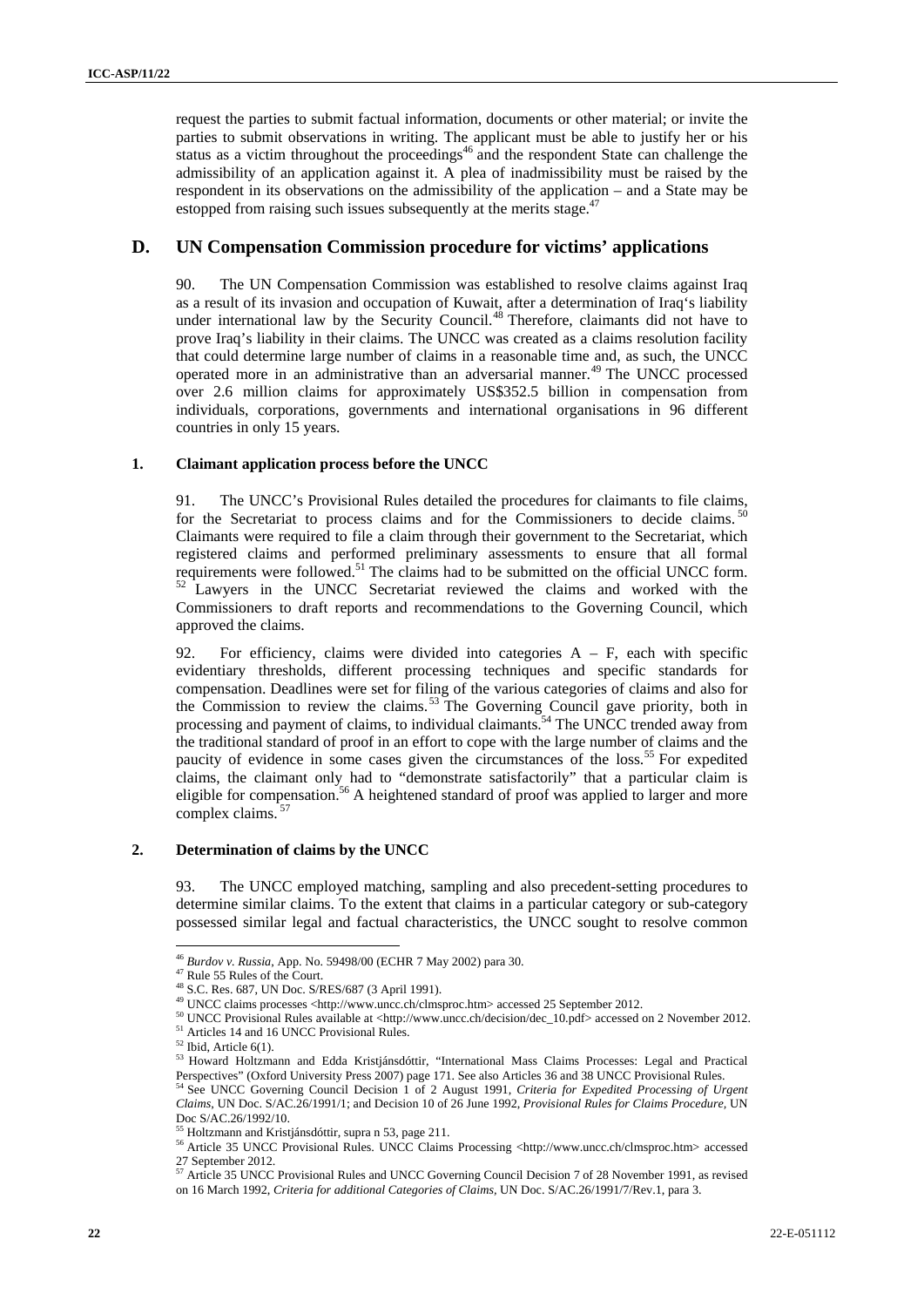request the parties to submit factual information, documents or other material; or invite the parties to submit observations in writing. The applicant must be able to justify her or his status as a victim throughout the proceedings[46] and the respondent State can challenge the admissibility of an application against it. A plea of inadmissibility must be raised by the respondent in its observations on the admissibility of the application – and a State may be estopped from raising such issues subsequently at the merits stage.[47]

## D. UN Compensation Commission procedure for victims' applications

90. The UN Compensation Commission was established to resolve claims against Iraq as a result of its invasion and occupation of Kuwait, after a determination of Iraq's liability under international law by the Security Council.[48] Therefore, claimants did not have to prove Iraq's liability in their claims. The UNCC was created as a claims resolution facility that could determine large number of claims in a reasonable time and, as such, the UNCC operated more in an administrative than an adversarial manner.[49] The UNCC processed over 2.6 million claims for approximately US$352.5 billion in compensation from individuals, corporations, governments and international organisations in 96 different countries in only 15 years.

### 1. Claimant application process before the UNCC

91. The UNCC's Provisional Rules detailed the procedures for claimants to file claims, for the Secretariat to process claims and for the Commissioners to decide claims.[50] Claimants were required to file a claim through their government to the Secretariat, which registered claims and performed preliminary assessments to ensure that all formal requirements were followed.[51] The claims had to be submitted on the official UNCC form.[52] Lawyers in the UNCC Secretariat reviewed the claims and worked with the Commissioners to draft reports and recommendations to the Governing Council, which approved the claims.

92. For efficiency, claims were divided into categories A – F, each with specific evidentiary thresholds, different processing techniques and specific standards for compensation. Deadlines were set for filing of the various categories of claims and also for the Commission to review the claims.[53] The Governing Council gave priority, both in processing and payment of claims, to individual claimants.[54] The UNCC trended away from the traditional standard of proof in an effort to cope with the large number of claims and the paucity of evidence in some cases given the circumstances of the loss.[55] For expedited claims, the claimant only had to "demonstrate satisfactorily" that a particular claim is eligible for compensation.[56] A heightened standard of proof was applied to larger and more complex claims.[57]

### 2. Determination of claims by the UNCC

93. The UNCC employed matching, sampling and also precedent-setting procedures to determine similar claims. To the extent that claims in a particular category or sub-category possessed similar legal and factual characteristics, the UNCC sought to resolve common

---

[46] *Burdov v. Russia*, App. No. 59498/00 (ECHR 7 May 2002) para 30.

[47] Rule 55 Rules of the Court.

[48] S.C. Res. 687, UN Doc. S/RES/687 (3 April 1991).

[49] UNCC claims processes <http://www.uncc.ch/clmsproc.htm> accessed 25 September 2012.

[50] UNCC Provisional Rules available at <http://www.uncc.ch/decision/dec_10.pdf> accessed on 2 November 2012.

[51] Articles 14 and 16 UNCC Provisional Rules.

[52] Ibid, Article 6(1).

[53] Howard Holtzmann and Edda Kristjánsdóttir, "International Mass Claims Processes: Legal and Practical Perspectives" (Oxford University Press 2007) page 171. See also Articles 36 and 38 UNCC Provisional Rules.

[54] See UNCC Governing Council Decision 1 of 2 August 1991, *Criteria for Expedited Processing of Urgent Claims*, UN Doc. S/AC.26/1991/1; and Decision 10 of 26 June 1992, *Provisional Rules for Claims Procedure*, UN Doc S/AC.26/1992/10.

[55] Holtzmann and Kristjánsdóttir, supra n 53, page 211.

[56] Article 35 UNCC Provisional Rules. UNCC Claims Processing <http://www.uncc.ch/clmsproc.htm> accessed 27 September 2012.

[57] Article 35 UNCC Provisional Rules and UNCC Governing Council Decision 7 of 28 November 1991, as revised on 16 March 1992, *Criteria for additional Categories of Claims*, UN Doc. S/AC.26/1991/7/Rev.1, para 3.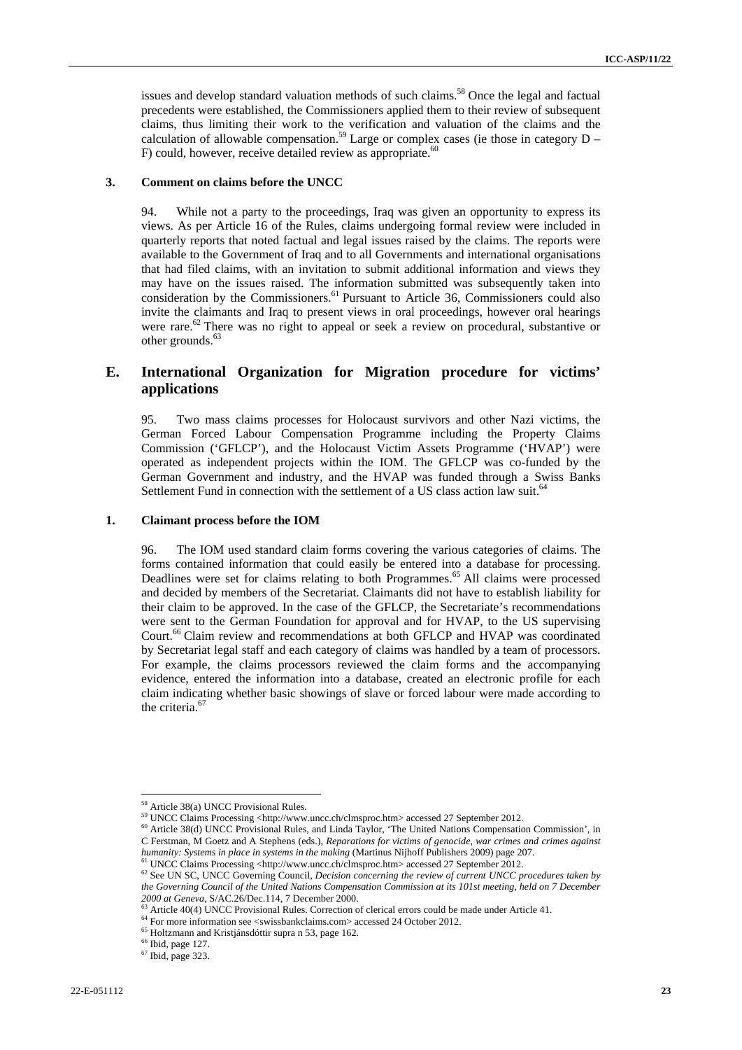issues and develop standard valuation methods of such claims.[58] Once the legal and factual precedents were established, the Commissioners applied them to their review of subsequent claims, thus limiting their work to the verification and valuation of the claims and the calculation of allowable compensation.[59] Large or complex cases (ie those in category D – F) could, however, receive detailed review as appropriate.[60]

### 3. Comment on claims before the UNCC

94. While not a party to the proceedings, Iraq was given an opportunity to express its views. As per Article 16 of the Rules, claims undergoing formal review were included in quarterly reports that noted factual and legal issues raised by the claims. The reports were available to the Government of Iraq and to all Governments and international organisations that had filed claims, with an invitation to submit additional information and views they may have on the issues raised. The information submitted was subsequently taken into consideration by the Commissioners.[61] Pursuant to Article 36, Commissioners could also invite the claimants and Iraq to present views in oral proceedings, however oral hearings were rare.[62] There was no right to appeal or seek a review on procedural, substantive or other grounds.[63]

## E. International Organization for Migration procedure for victims' applications

95. Two mass claims processes for Holocaust survivors and other Nazi victims, the German Forced Labour Compensation Programme including the Property Claims Commission ('GFLCP'), and the Holocaust Victim Assets Programme ('HVAP') were operated as independent projects within the IOM. The GFLCP was co-funded by the German Government and industry, and the HVAP was funded through a Swiss Banks Settlement Fund in connection with the settlement of a US class action law suit.[64]

### 1. Claimant process before the IOM

96. The IOM used standard claim forms covering the various categories of claims. The forms contained information that could easily be entered into a database for processing. Deadlines were set for claims relating to both Programmes.[65] All claims were processed and decided by members of the Secretariat. Claimants did not have to establish liability for their claim to be approved. In the case of the GFLCP, the Secretariate's recommendations were sent to the German Foundation for approval and for HVAP, to the US supervising Court.[66] Claim review and recommendations at both GFLCP and HVAP was coordinated by Secretariat legal staff and each category of claims was handled by a team of processors. For example, the claims processors reviewed the claim forms and the accompanying evidence, entered the information into a database, created an electronic profile for each claim indicating whether basic showings of slave or forced labour were made according to the criteria.[67]

---

[58] Article 38(a) UNCC Provisional Rules.

[59] UNCC Claims Processing <http://www.uncc.ch/clmsproc.htm> accessed 27 September 2012.

[60] Article 38(d) UNCC Provisional Rules, and Linda Taylor, 'The United Nations Compensation Commission', in C Ferstman, M Goetz and A Stephens (eds.), *Reparations for victims of genocide, war crimes and crimes against humanity: Systems in place in systems in the making* (Martinus Nijhoff Publishers 2009) page 207.

[61] UNCC Claims Processing <http://www.uncc.ch/clmsproc.htm> accessed 27 September 2012.

[62] See UN SC, UNCC Governing Council, *Decision concerning the review of current UNCC procedures taken by the Governing Council of the United Nations Compensation Commission at its 101st meeting, held on 7 December 2000 at Geneva*, S/AC.26/Dec.114, 7 December 2000.

[63] Article 40(4) UNCC Provisional Rules. Correction of clerical errors could be made under Article 41.

[64] For more information see <swissbankclaims.com> accessed 24 October 2012.

[65] Holtzmann and Kristjánsdóttir supra n 53, page 162.

[66] Ibid, page 127.

[67] Ibid, page 323.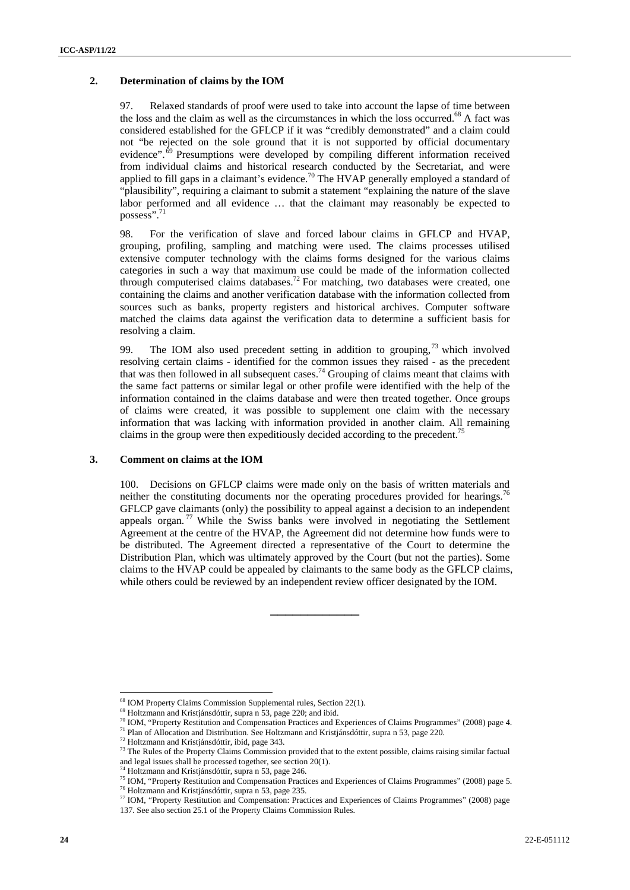### 2. Determination of claims by the IOM

97. Relaxed standards of proof were used to take into account the lapse of time between the loss and the claim as well as the circumstances in which the loss occurred.[68] A fact was considered established for the GFLCP if it was "credibly demonstrated" and a claim could not "be rejected on the sole ground that it is not supported by official documentary evidence".[69] Presumptions were developed by compiling different information received from individual claims and historical research conducted by the Secretariat, and were applied to fill gaps in a claimant's evidence.[70] The HVAP generally employed a standard of "plausibility", requiring a claimant to submit a statement "explaining the nature of the slave labor performed and all evidence … that the claimant may reasonably be expected to possess".[71]

98. For the verification of slave and forced labour claims in GFLCP and HVAP, grouping, profiling, sampling and matching were used. The claims processes utilised extensive computer technology with the claims forms designed for the various claims categories in such a way that maximum use could be made of the information collected through computerised claims databases.[72] For matching, two databases were created, one containing the claims and another verification database with the information collected from sources such as banks, property registers and historical archives. Computer software matched the claims data against the verification data to determine a sufficient basis for resolving a claim.

99. The IOM also used precedent setting in addition to grouping,[73] which involved resolving certain claims - identified for the common issues they raised - as the precedent that was then followed in all subsequent cases.[74] Grouping of claims meant that claims with the same fact patterns or similar legal or other profile were identified with the help of the information contained in the claims database and were then treated together. Once groups of claims were created, it was possible to supplement one claim with the necessary information that was lacking with information provided in another claim. All remaining claims in the group were then expeditiously decided according to the precedent.[75]

### 3. Comment on claims at the IOM

100. Decisions on GFLCP claims were made only on the basis of written materials and neither the constituting documents nor the operating procedures provided for hearings.[76] GFLCP gave claimants (only) the possibility to appeal against a decision to an independent appeals organ.[77] While the Swiss banks were involved in negotiating the Settlement Agreement at the centre of the HVAP, the Agreement did not determine how funds were to be distributed. The Agreement directed a representative of the Court to determine the Distribution Plan, which was ultimately approved by the Court (but not the parties). Some claims to the HVAP could be appealed by claimants to the same body as the GFLCP claims, while others could be reviewed by an independent review officer designated by the IOM.

---

[68] IOM Property Claims Commission Supplemental rules, Section 22(1).

[69] Holtzmann and Kristjánsdóttir, supra n 53, page 220; and ibid.

[70] IOM, "Property Restitution and Compensation Practices and Experiences of Claims Programmes" (2008) page 4.

[71] Plan of Allocation and Distribution. See Holtzmann and Kristjánsdóttir, supra n 53, page 220.

[72] Holtzmann and Kristjánsdóttir, ibid, page 343.

[73] The Rules of the Property Claims Commission provided that to the extent possible, claims raising similar factual and legal issues shall be processed together, see section 20(1).

[74] Holtzmann and Kristjánsdóttir, supra n 53, page 246.

[75] IOM, "Property Restitution and Compensation Practices and Experiences of Claims Programmes" (2008) page 5.

[76] Holtzmann and Kristjánsdóttir, supra n 53, page 235.

[77] IOM, "Property Restitution and Compensation: Practices and Experiences of Claims Programmes" (2008) page 137. See also section 25.1 of the Property Claims Commission Rules.